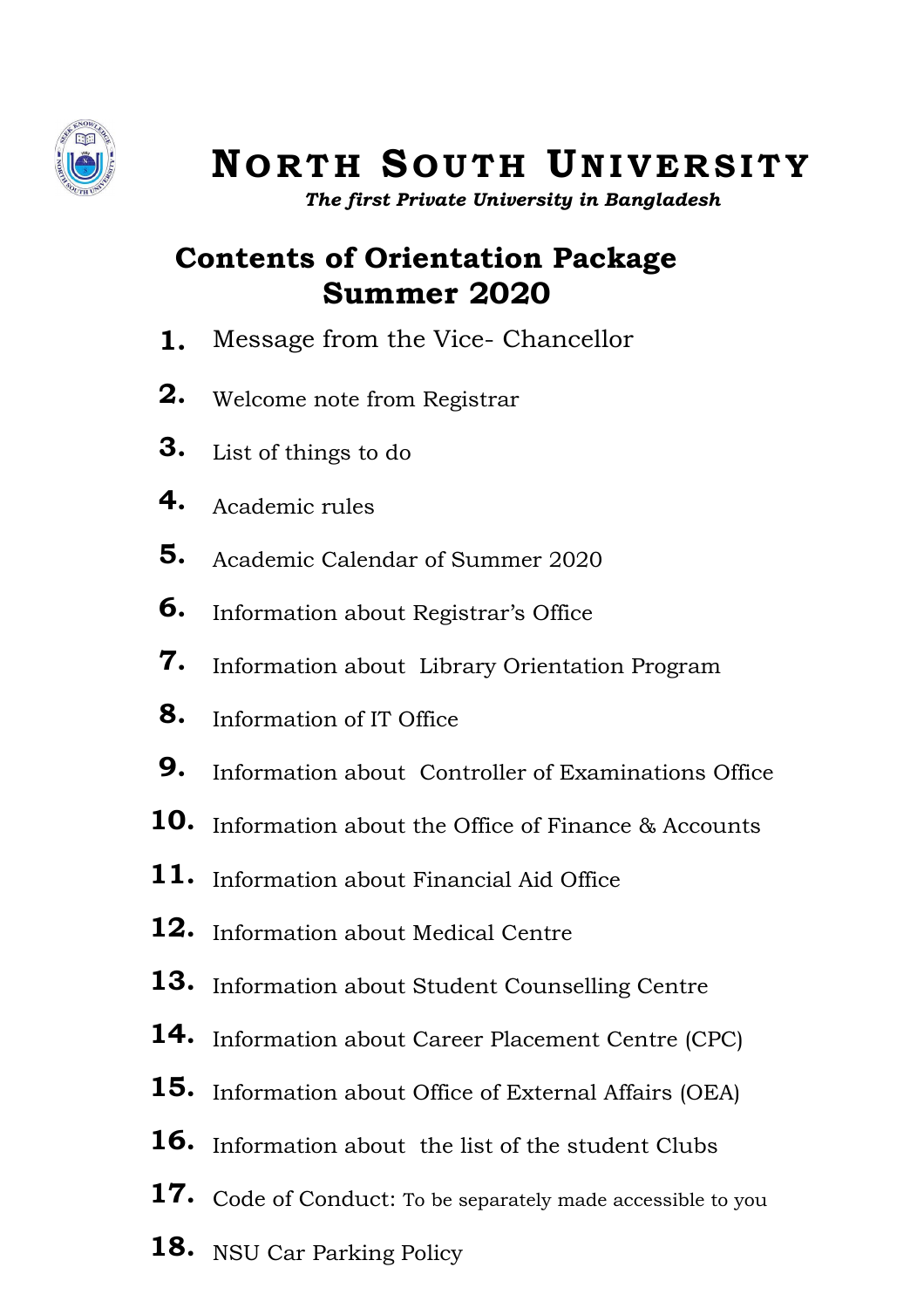# NORTH SOUTH UNIVERSITY

*The first Private University in Bangladesh*

## Contents of Orientation Package Summer 2020

1. Message from the Vice- Chancellor
2. Welcome note from Registrar
3. List of things to do
4. Academic rules
5. Academic Calendar of Summer 2020
6. Information about Registrar's Office
7. Information about Library Orientation Program
8. Information of IT Office
9. Information about Controller of Examinations Office
10. Information about the Office of Finance & Accounts
11. Information about Financial Aid Office
12. Information about Medical Centre
13. Information about Student Counselling Centre
14. Information about Career Placement Centre (CPC)
15. Information about Office of External Affairs (OEA)
16. Information about the list of the student Clubs
17. Code of Conduct: To be separately made accessible to you
18. NSU Car Parking Policy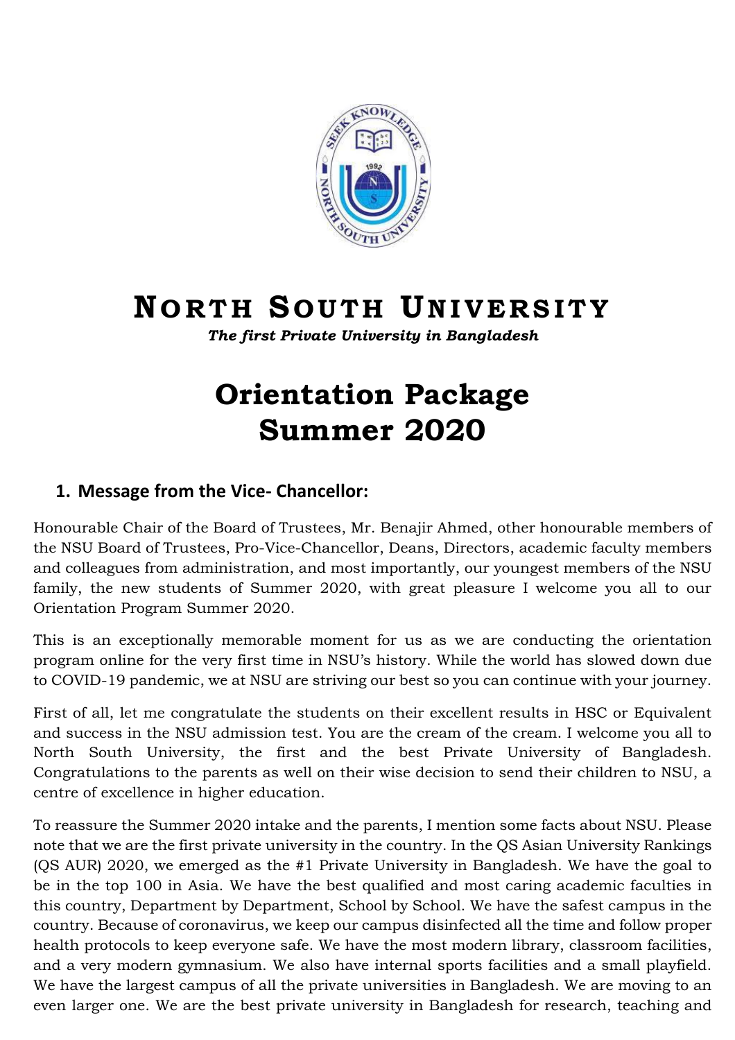# North South University

***The first Private University in Bangladesh***

# Orientation Package Summer 2020

## 1. Message from the Vice- Chancellor:

Honourable Chair of the Board of Trustees, Mr. Benajir Ahmed, other honourable members of the NSU Board of Trustees, Pro-Vice-Chancellor, Deans, Directors, academic faculty members and colleagues from administration, and most importantly, our youngest members of the NSU family, the new students of Summer 2020, with great pleasure I welcome you all to our Orientation Program Summer 2020.

This is an exceptionally memorable moment for us as we are conducting the orientation program online for the very first time in NSU's history. While the world has slowed down due to COVID-19 pandemic, we at NSU are striving our best so you can continue with your journey.

First of all, let me congratulate the students on their excellent results in HSC or Equivalent and success in the NSU admission test. You are the cream of the cream. I welcome you all to North South University, the first and the best Private University of Bangladesh. Congratulations to the parents as well on their wise decision to send their children to NSU, a centre of excellence in higher education.

To reassure the Summer 2020 intake and the parents, I mention some facts about NSU. Please note that we are the first private university in the country. In the QS Asian University Rankings (QS AUR) 2020, we emerged as the #1 Private University in Bangladesh. We have the goal to be in the top 100 in Asia. We have the best qualified and most caring academic faculties in this country, Department by Department, School by School. We have the safest campus in the country. Because of coronavirus, we keep our campus disinfected all the time and follow proper health protocols to keep everyone safe. We have the most modern library, classroom facilities, and a very modern gymnasium. We also have internal sports facilities and a small playfield. We have the largest campus of all the private universities in Bangladesh. We are moving to an even larger one. We are the best private university in Bangladesh for research, teaching and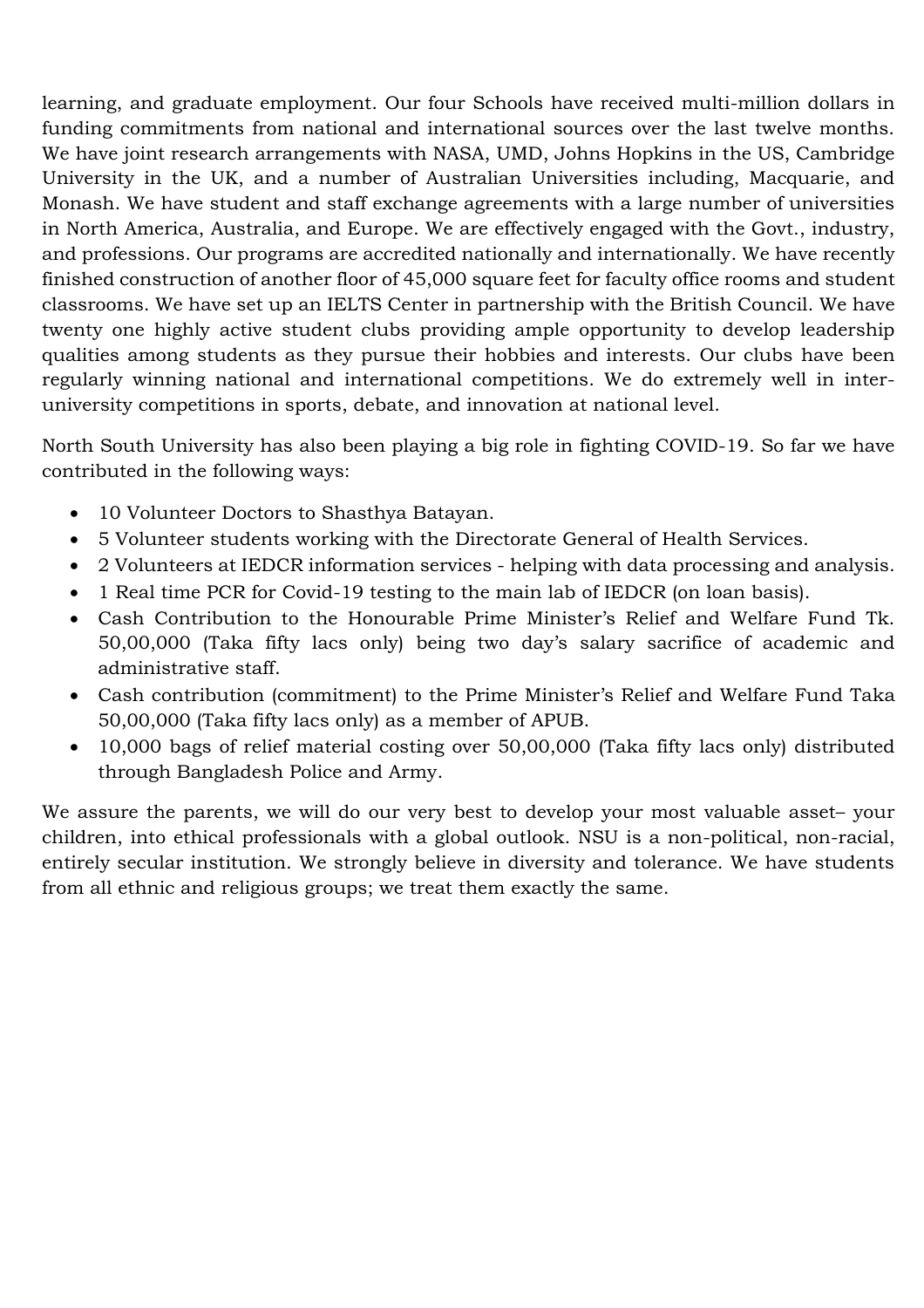learning, and graduate employment. Our four Schools have received multi-million dollars in funding commitments from national and international sources over the last twelve months. We have joint research arrangements with NASA, UMD, Johns Hopkins in the US, Cambridge University in the UK, and a number of Australian Universities including, Macquarie, and Monash. We have student and staff exchange agreements with a large number of universities in North America, Australia, and Europe. We are effectively engaged with the Govt., industry, and professions. Our programs are accredited nationally and internationally. We have recently finished construction of another floor of 45,000 square feet for faculty office rooms and student classrooms. We have set up an IELTS Center in partnership with the British Council. We have twenty one highly active student clubs providing ample opportunity to develop leadership qualities among students as they pursue their hobbies and interests. Our clubs have been regularly winning national and international competitions. We do extremely well in inter-university competitions in sports, debate, and innovation at national level.

North South University has also been playing a big role in fighting COVID-19. So far we have contributed in the following ways:

- 10 Volunteer Doctors to Shasthya Batayan.
- 5 Volunteer students working with the Directorate General of Health Services.
- 2 Volunteers at IEDCR information services - helping with data processing and analysis.
- 1 Real time PCR for Covid-19 testing to the main lab of IEDCR (on loan basis).
- Cash Contribution to the Honourable Prime Minister's Relief and Welfare Fund Tk. 50,00,000 (Taka fifty lacs only) being two day's salary sacrifice of academic and administrative staff.
- Cash contribution (commitment) to the Prime Minister's Relief and Welfare Fund Taka 50,00,000 (Taka fifty lacs only) as a member of APUB.
- 10,000 bags of relief material costing over 50,00,000 (Taka fifty lacs only) distributed through Bangladesh Police and Army.

We assure the parents, we will do our very best to develop your most valuable asset– your children, into ethical professionals with a global outlook. NSU is a non-political, non-racial, entirely secular institution. We strongly believe in diversity and tolerance. We have students from all ethnic and religious groups; we treat them exactly the same.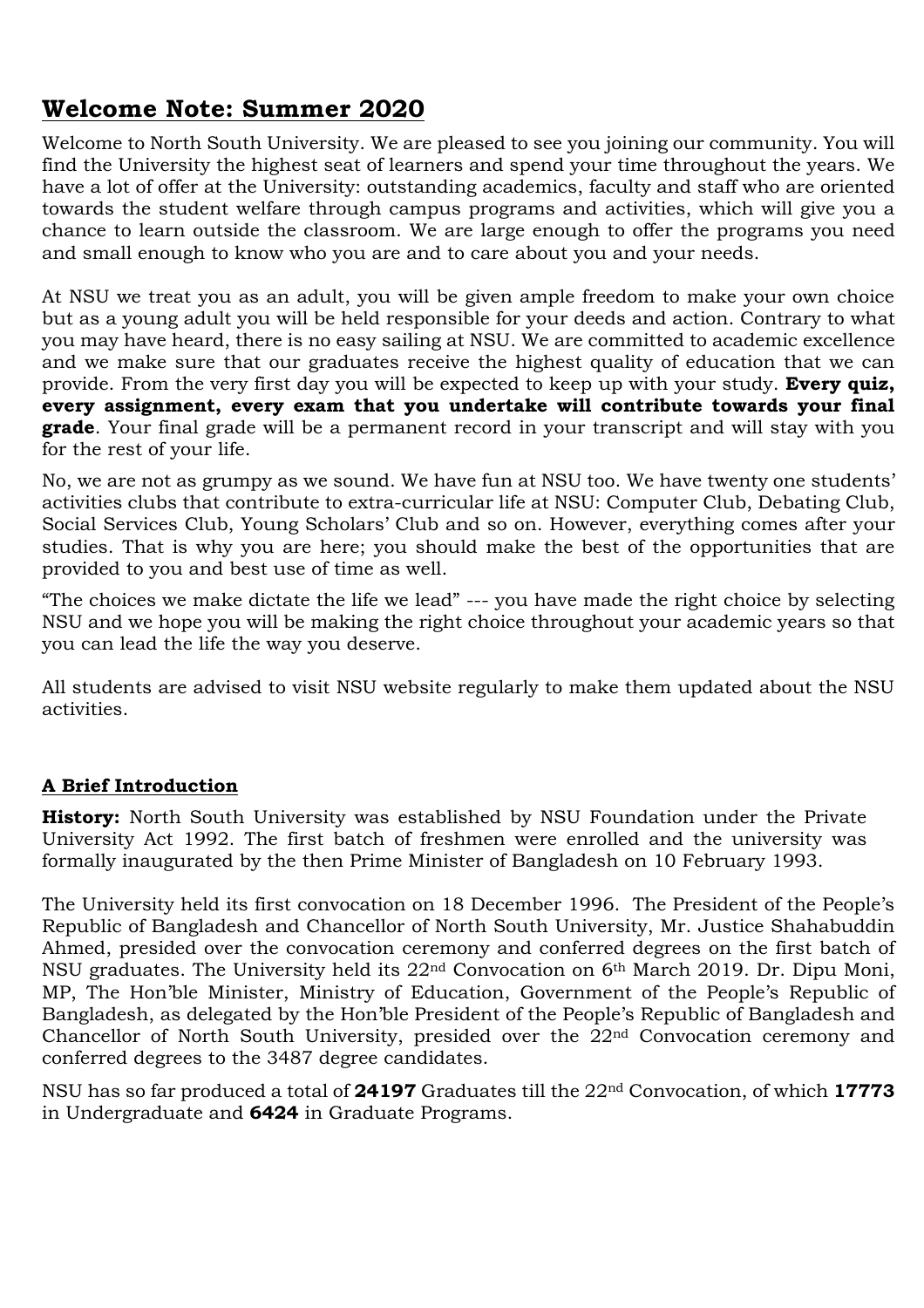## Welcome Note: Summer 2020

Welcome to North South University. We are pleased to see you joining our community. You will find the University the highest seat of learners and spend your time throughout the years. We have a lot of offer at the University: outstanding academics, faculty and staff who are oriented towards the student welfare through campus programs and activities, which will give you a chance to learn outside the classroom. We are large enough to offer the programs you need and small enough to know who you are and to care about you and your needs.

At NSU we treat you as an adult, you will be given ample freedom to make your own choice but as a young adult you will be held responsible for your deeds and action. Contrary to what you may have heard, there is no easy sailing at NSU. We are committed to academic excellence and we make sure that our graduates receive the highest quality of education that we can provide. From the very first day you will be expected to keep up with your study. **Every quiz, every assignment, every exam that you undertake will contribute towards your final grade**. Your final grade will be a permanent record in your transcript and will stay with you for the rest of your life.

No, we are not as grumpy as we sound. We have fun at NSU too. We have twenty one students' activities clubs that contribute to extra-curricular life at NSU: Computer Club, Debating Club, Social Services Club, Young Scholars' Club and so on. However, everything comes after your studies. That is why you are here; you should make the best of the opportunities that are provided to you and best use of time as well.

"The choices we make dictate the life we lead" --- you have made the right choice by selecting NSU and we hope you will be making the right choice throughout your academic years so that you can lead the life the way you deserve.

All students are advised to visit NSU website regularly to make them updated about the NSU activities.

### A Brief Introduction

**History:** North South University was established by NSU Foundation under the Private University Act 1992. The first batch of freshmen were enrolled and the university was formally inaugurated by the then Prime Minister of Bangladesh on 10 February 1993.

The University held its first convocation on 18 December 1996. The President of the People's Republic of Bangladesh and Chancellor of North South University, Mr. Justice Shahabuddin Ahmed, presided over the convocation ceremony and conferred degrees on the first batch of NSU graduates. The University held its 22nd Convocation on 6th March 2019. Dr. Dipu Moni, MP, The Hon'ble Minister, Ministry of Education, Government of the People's Republic of Bangladesh, as delegated by the Hon'ble President of the People's Republic of Bangladesh and Chancellor of North South University, presided over the 22nd Convocation ceremony and conferred degrees to the 3487 degree candidates.

NSU has so far produced a total of **24197** Graduates till the 22nd Convocation, of which **17773** in Undergraduate and **6424** in Graduate Programs.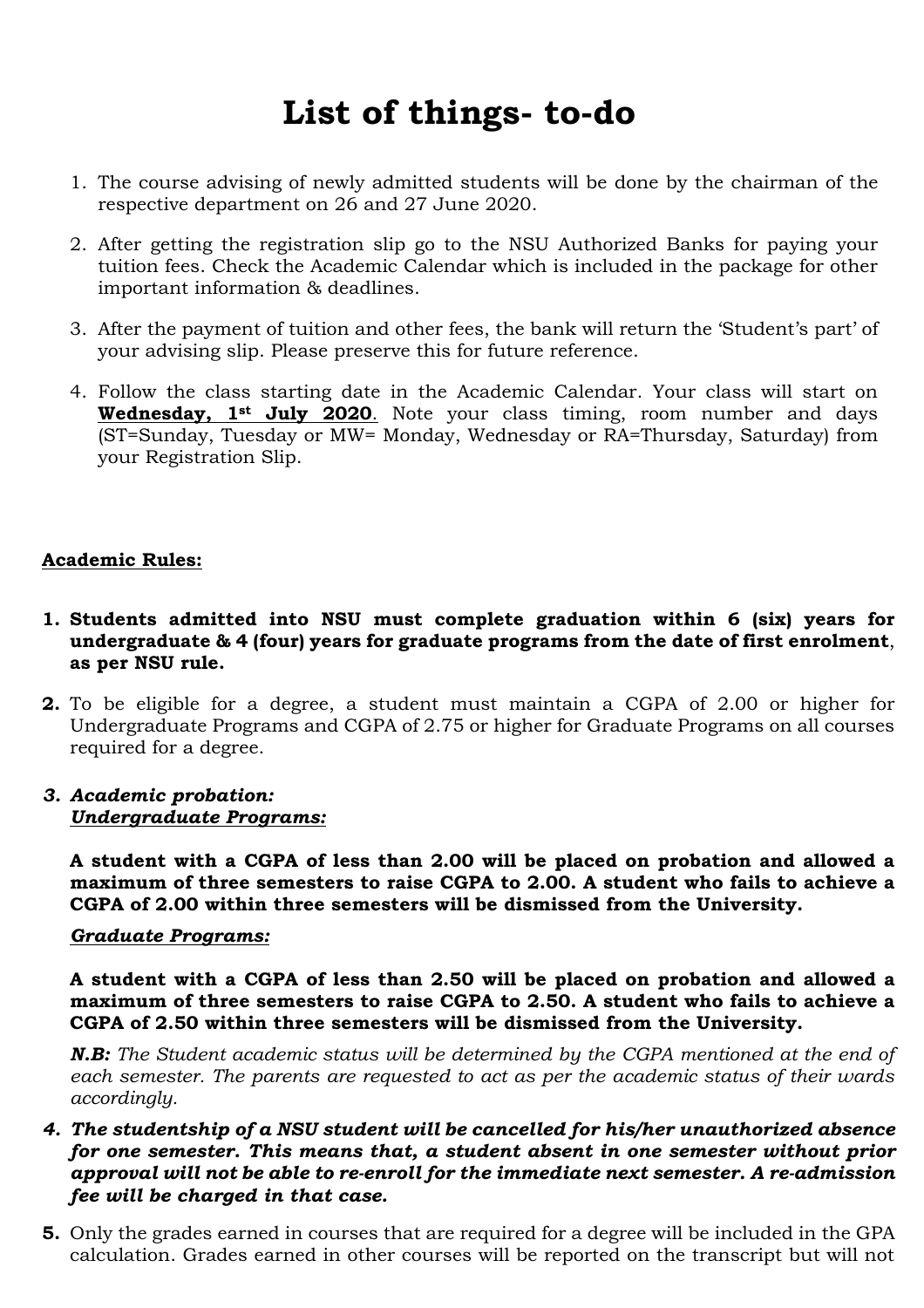# List of things- to-do

1. The course advising of newly admitted students will be done by the chairman of the respective department on 26 and 27 June 2020.

2. After getting the registration slip go to the NSU Authorized Banks for paying your tuition fees. Check the Academic Calendar which is included in the package for other important information & deadlines.

3. After the payment of tuition and other fees, the bank will return the 'Student's part' of your advising slip. Please preserve this for future reference.

4. Follow the class starting date in the Academic Calendar. Your class will start on **<u>Wednesday, 1st July 2020</u>**. Note your class timing, room number and days (ST=Sunday, Tuesday or MW= Monday, Wednesday or RA=Thursday, Saturday) from your Registration Slip.

**<u>Academic Rules:</u>**

1. **Students admitted into NSU must complete graduation within 6 (six) years for undergraduate & 4 (four) years for graduate programs from the date of first enrolment, as per NSU rule.**

2. To be eligible for a degree, a student must maintain a CGPA of 2.00 or higher for Undergraduate Programs and CGPA of 2.75 or higher for Graduate Programs on all courses required for a degree.

3. ***Academic probation:***
   ***<u>Undergraduate Programs:</u>***

   **A student with a CGPA of less than 2.00 will be placed on probation and allowed a maximum of three semesters to raise CGPA to 2.00. A student who fails to achieve a CGPA of 2.00 within three semesters will be dismissed from the University.**

   ***<u>Graduate Programs:</u>***

   **A student with a CGPA of less than 2.50 will be placed on probation and allowed a maximum of three semesters to raise CGPA to 2.50. A student who fails to achieve a CGPA of 2.50 within three semesters will be dismissed from the University.**

   ***N.B:*** *The Student academic status will be determined by the CGPA mentioned at the end of each semester. The parents are requested to act as per the academic status of their wards accordingly.*

4. ***The studentship of a NSU student will be cancelled for his/her unauthorized absence for one semester. This means that, a student absent in one semester without prior approval will not be able to re-enroll for the immediate next semester. A re-admission fee will be charged in that case.***

5. Only the grades earned in courses that are required for a degree will be included in the GPA calculation. Grades earned in other courses will be reported on the transcript but will not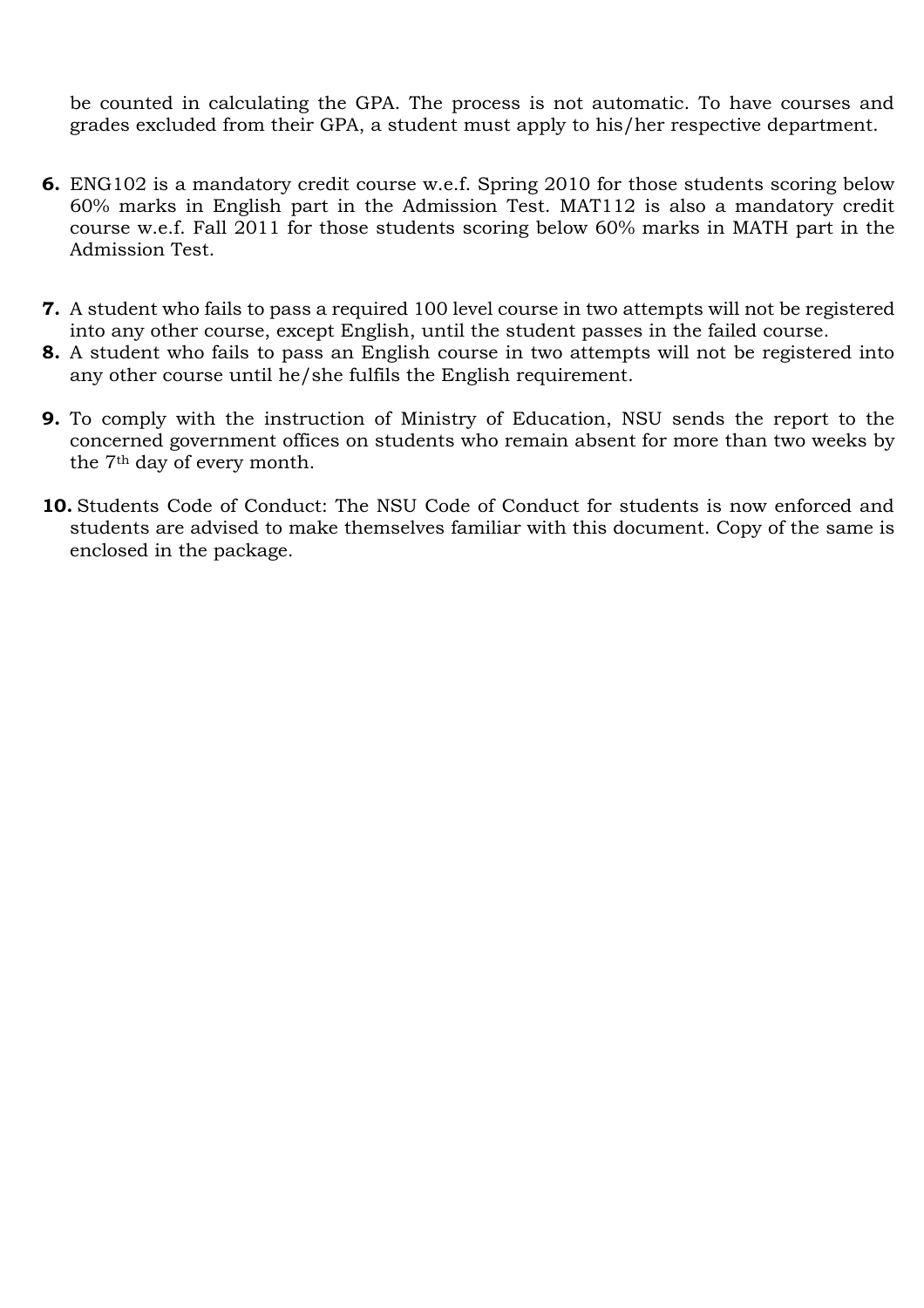be counted in calculating the GPA. The process is not automatic. To have courses and grades excluded from their GPA, a student must apply to his/her respective department.

**6.** ENG102 is a mandatory credit course w.e.f. Spring 2010 for those students scoring below 60% marks in English part in the Admission Test. MAT112 is also a mandatory credit course w.e.f. Fall 2011 for those students scoring below 60% marks in MATH part in the Admission Test.

**7.** A student who fails to pass a required 100 level course in two attempts will not be registered into any other course, except English, until the student passes in the failed course.

**8.** A student who fails to pass an English course in two attempts will not be registered into any other course until he/she fulfils the English requirement.

**9.** To comply with the instruction of Ministry of Education, NSU sends the report to the concerned government offices on students who remain absent for more than two weeks by the 7th day of every month.

**10.** Students Code of Conduct: The NSU Code of Conduct for students is now enforced and students are advised to make themselves familiar with this document. Copy of the same is enclosed in the package.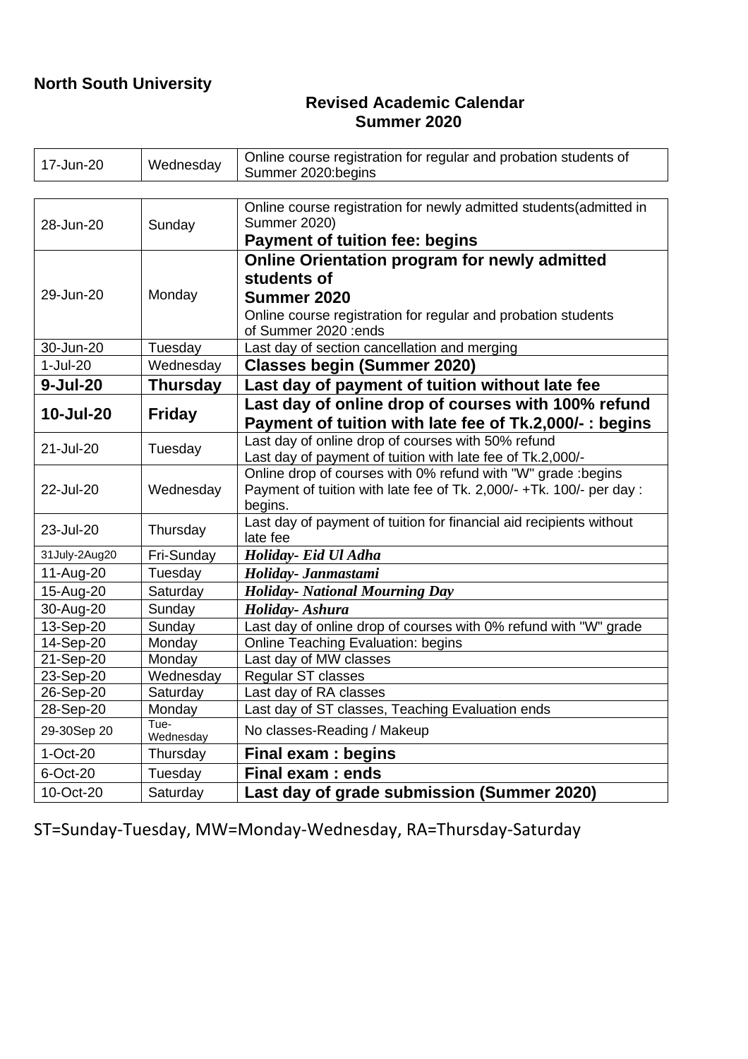**North South University**

## Revised Academic Calendar
## Summer 2020

| | | |
|---|---|---|
| 17-Jun-20 | Wednesday | Online course registration for regular and probation students of Summer 2020:begins |

| | | |
|---|---|---|
| 28-Jun-20 | Sunday | Online course registration for newly admitted students(admitted in Summer 2020)<br>**Payment of tuition fee: begins** |
| 29-Jun-20 | Monday | **Online Orientation program for newly admitted students of Summer 2020**<br>Online course registration for regular and probation students of Summer 2020 :ends |
| 30-Jun-20 | Tuesday | Last day of section cancellation and merging |
| 1-Jul-20 | Wednesday | **Classes begin (Summer 2020)** |
| **9-Jul-20** | **Thursday** | **Last day of payment of tuition without late fee** |
| **10-Jul-20** | **Friday** | **Last day of online drop of courses with 100% refund**<br>**Payment of tuition with late fee of Tk.2,000/- : begins** |
| 21-Jul-20 | Tuesday | Last day of online drop of courses with 50% refund<br>Last day of payment of tuition with late fee of Tk.2,000/- |
| 22-Jul-20 | Wednesday | Online drop of courses with 0% refund with "W" grade :begins<br>Payment of tuition with late fee of Tk. 2,000/- +Tk. 100/- per day : begins. |
| 23-Jul-20 | Thursday | Last day of payment of tuition for financial aid recipients without late fee |
| 31July-2Aug20 | Fri-Sunday | ***Holiday- Eid Ul Adha*** |
| 11-Aug-20 | Tuesday | ***Holiday- Janmastami*** |
| 15-Aug-20 | Saturday | ***Holiday- National Mourning Day*** |
| 30-Aug-20 | Sunday | ***Holiday- Ashura*** |
| 13-Sep-20 | Sunday | Last day of online drop of courses with 0% refund with "W" grade |
| 14-Sep-20 | Monday | Online Teaching Evaluation: begins |
| 21-Sep-20 | Monday | Last day of MW classes |
| 23-Sep-20 | Wednesday | Regular ST classes |
| 26-Sep-20 | Saturday | Last day of RA classes |
| 28-Sep-20 | Monday | Last day of ST classes, Teaching Evaluation ends |
| 29-30Sep 20 | Tue-Wednesday | No classes-Reading / Makeup |
| 1-Oct-20 | Thursday | **Final exam : begins** |
| 6-Oct-20 | Tuesday | **Final exam : ends** |
| 10-Oct-20 | Saturday | **Last day of grade submission (Summer 2020)** |

ST=Sunday-Tuesday, MW=Monday-Wednesday, RA=Thursday-Saturday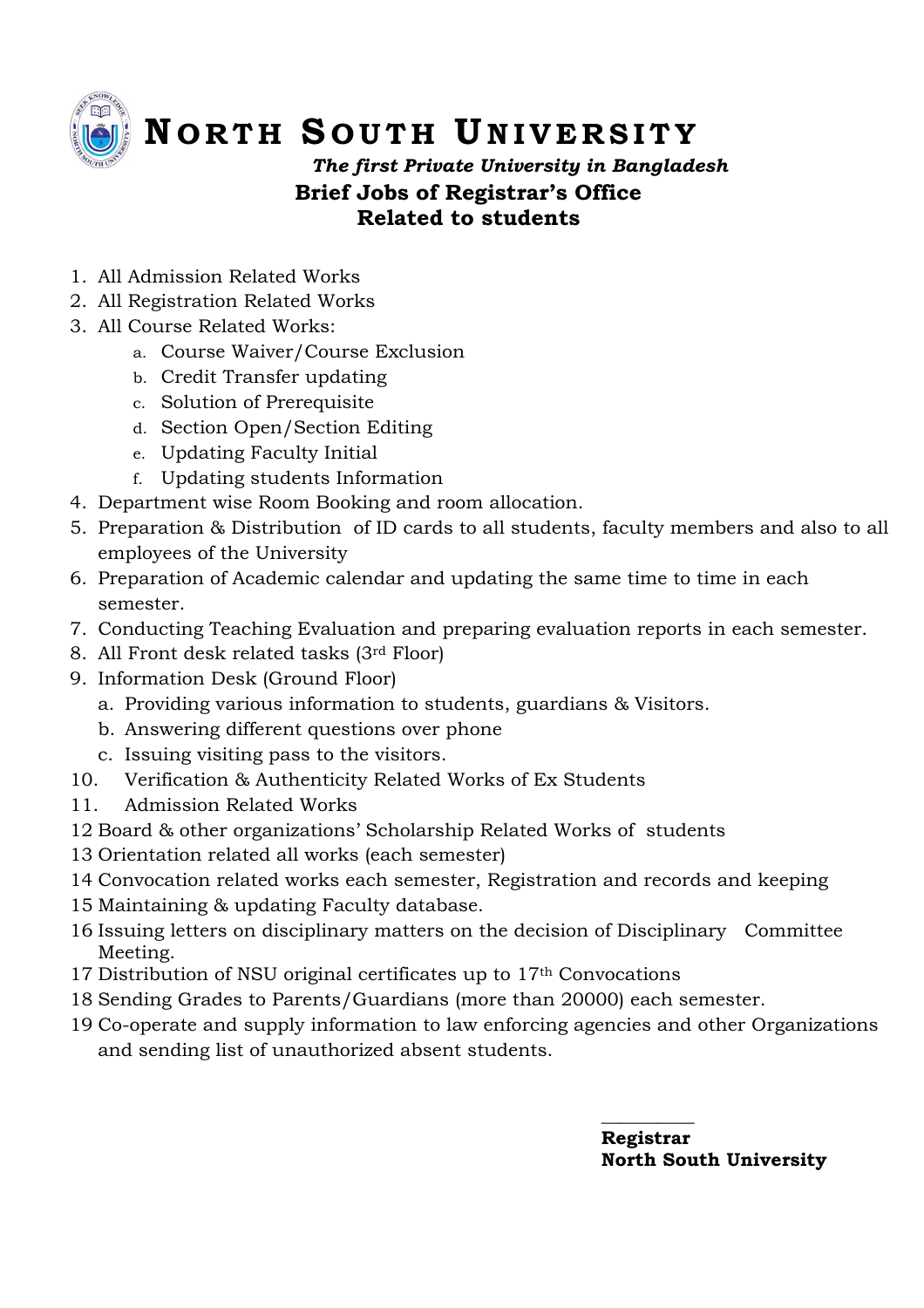# NORTH SOUTH UNIVERSITY

*The first Private University in Bangladesh*

## Brief Jobs of Registrar's Office
## Related to students

1. All Admission Related Works
2. All Registration Related Works
3. All Course Related Works:
   a. Course Waiver/Course Exclusion
   b. Credit Transfer updating
   c. Solution of Prerequisite
   d. Section Open/Section Editing
   e. Updating Faculty Initial
   f. Updating students Information
4. Department wise Room Booking and room allocation.
5. Preparation & Distribution of ID cards to all students, faculty members and also to all employees of the University
6. Preparation of Academic calendar and updating the same time to time in each semester.
7. Conducting Teaching Evaluation and preparing evaluation reports in each semester.
8. All Front desk related tasks (3rd Floor)
9. Information Desk (Ground Floor)
   a. Providing various information to students, guardians & Visitors.
   b. Answering different questions over phone
   c. Issuing visiting pass to the visitors.
10. Verification & Authenticity Related Works of Ex Students
11. Admission Related Works
12. Board & other organizations' Scholarship Related Works of students
13. Orientation related all works (each semester)
14. Convocation related works each semester, Registration and records and keeping
15. Maintaining & updating Faculty database.
16. Issuing letters on disciplinary matters on the decision of Disciplinary Committee Meeting.
17. Distribution of NSU original certificates up to 17th Convocations
18. Sending Grades to Parents/Guardians (more than 20000) each semester.
19. Co-operate and supply information to law enforcing agencies and other Organizations and sending list of unauthorized absent students.

**Registrar**
**North South University**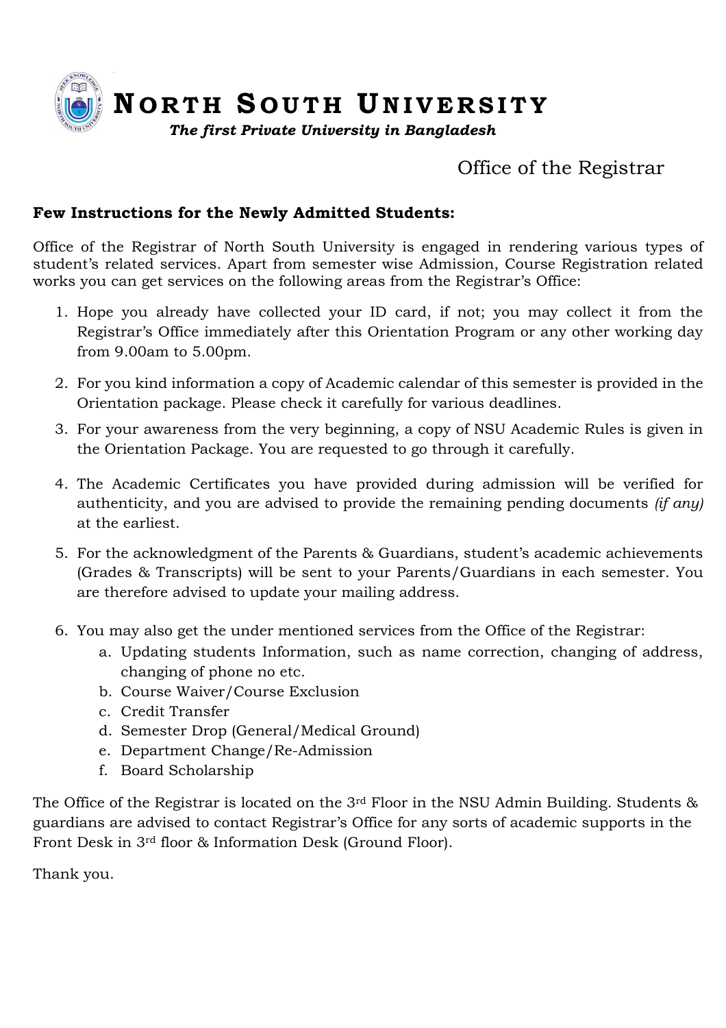# NORTH SOUTH UNIVERSITY

***The first Private University in Bangladesh***

Office of the Registrar

**Few Instructions for the Newly Admitted Students:**

Office of the Registrar of North South University is engaged in rendering various types of student's related services. Apart from semester wise Admission, Course Registration related works you can get services on the following areas from the Registrar's Office:

1. Hope you already have collected your ID card, if not; you may collect it from the Registrar's Office immediately after this Orientation Program or any other working day from 9.00am to 5.00pm.
2. For you kind information a copy of Academic calendar of this semester is provided in the Orientation package. Please check it carefully for various deadlines.
3. For your awareness from the very beginning, a copy of NSU Academic Rules is given in the Orientation Package. You are requested to go through it carefully.
4. The Academic Certificates you have provided during admission will be verified for authenticity, and you are advised to provide the remaining pending documents *(if any)* at the earliest.
5. For the acknowledgment of the Parents & Guardians, student's academic achievements (Grades & Transcripts) will be sent to your Parents/Guardians in each semester. You are therefore advised to update your mailing address.
6. You may also get the under mentioned services from the Office of the Registrar:
   a. Updating students Information, such as name correction, changing of address, changing of phone no etc.
   b. Course Waiver/Course Exclusion
   c. Credit Transfer
   d. Semester Drop (General/Medical Ground)
   e. Department Change/Re-Admission
   f. Board Scholarship

The Office of the Registrar is located on the 3rd Floor in the NSU Admin Building. Students & guardians are advised to contact Registrar's Office for any sorts of academic supports in the Front Desk in 3rd floor & Information Desk (Ground Floor).

Thank you.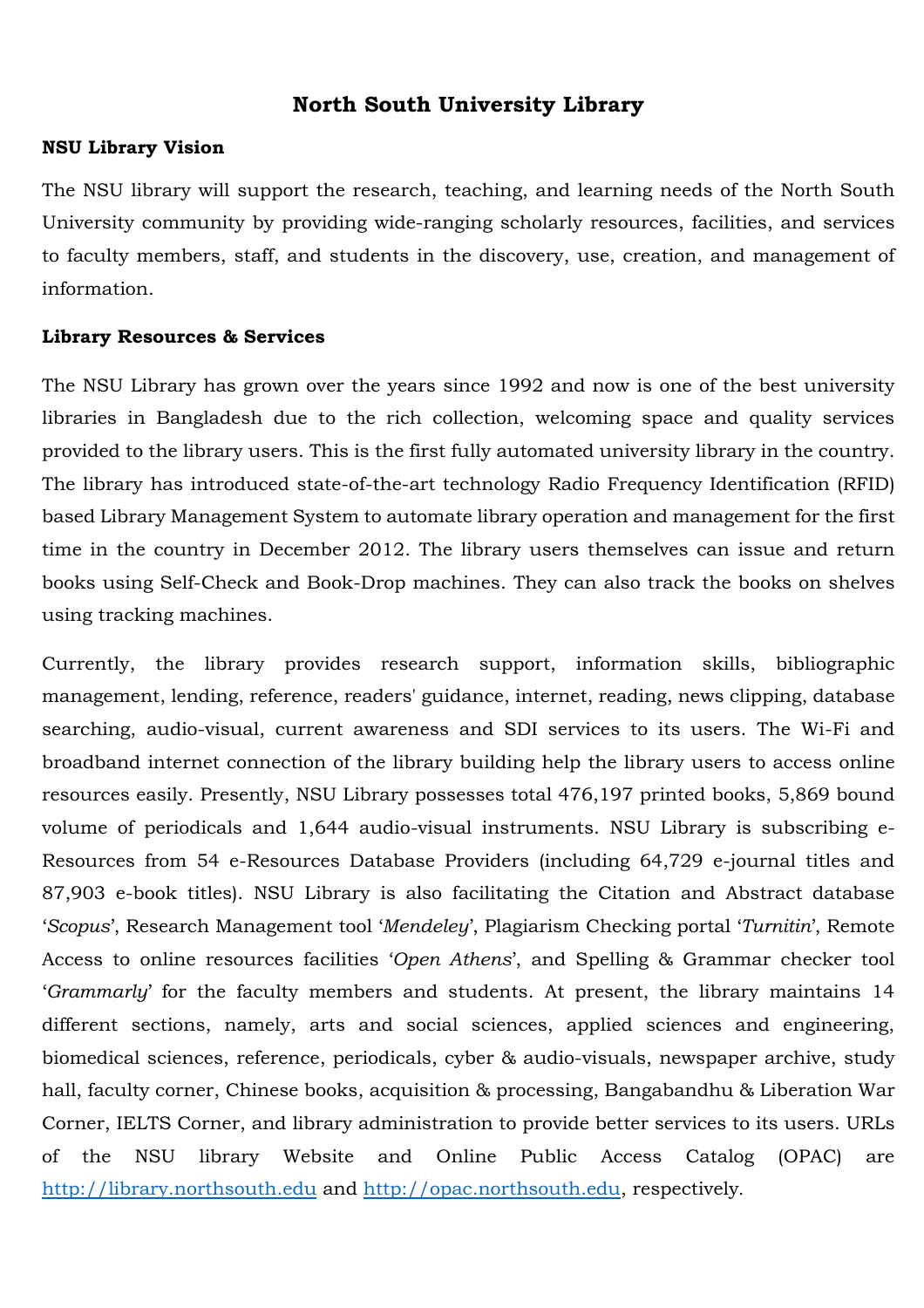# North South University Library

## NSU Library Vision

The NSU library will support the research, teaching, and learning needs of the North South University community by providing wide-ranging scholarly resources, facilities, and services to faculty members, staff, and students in the discovery, use, creation, and management of information.

## Library Resources & Services

The NSU Library has grown over the years since 1992 and now is one of the best university libraries in Bangladesh due to the rich collection, welcoming space and quality services provided to the library users. This is the first fully automated university library in the country. The library has introduced state-of-the-art technology Radio Frequency Identification (RFID) based Library Management System to automate library operation and management for the first time in the country in December 2012. The library users themselves can issue and return books using Self-Check and Book-Drop machines. They can also track the books on shelves using tracking machines.

Currently, the library provides research support, information skills, bibliographic management, lending, reference, readers' guidance, internet, reading, news clipping, database searching, audio-visual, current awareness and SDI services to its users. The Wi-Fi and broadband internet connection of the library building help the library users to access online resources easily. Presently, NSU Library possesses total 476,197 printed books, 5,869 bound volume of periodicals and 1,644 audio-visual instruments. NSU Library is subscribing e-Resources from 54 e-Resources Database Providers (including 64,729 e-journal titles and 87,903 e-book titles). NSU Library is also facilitating the Citation and Abstract database '*Scopus*', Research Management tool '*Mendeley*', Plagiarism Checking portal '*Turnitin*', Remote Access to online resources facilities '*Open Athens*', and Spelling & Grammar checker tool '*Grammarly*' for the faculty members and students. At present, the library maintains 14 different sections, namely, arts and social sciences, applied sciences and engineering, biomedical sciences, reference, periodicals, cyber & audio-visuals, newspaper archive, study hall, faculty corner, Chinese books, acquisition & processing, Bangabandhu & Liberation War Corner, IELTS Corner, and library administration to provide better services to its users. URLs of the NSU library Website and Online Public Access Catalog (OPAC) are http://library.northsouth.edu and http://opac.northsouth.edu, respectively.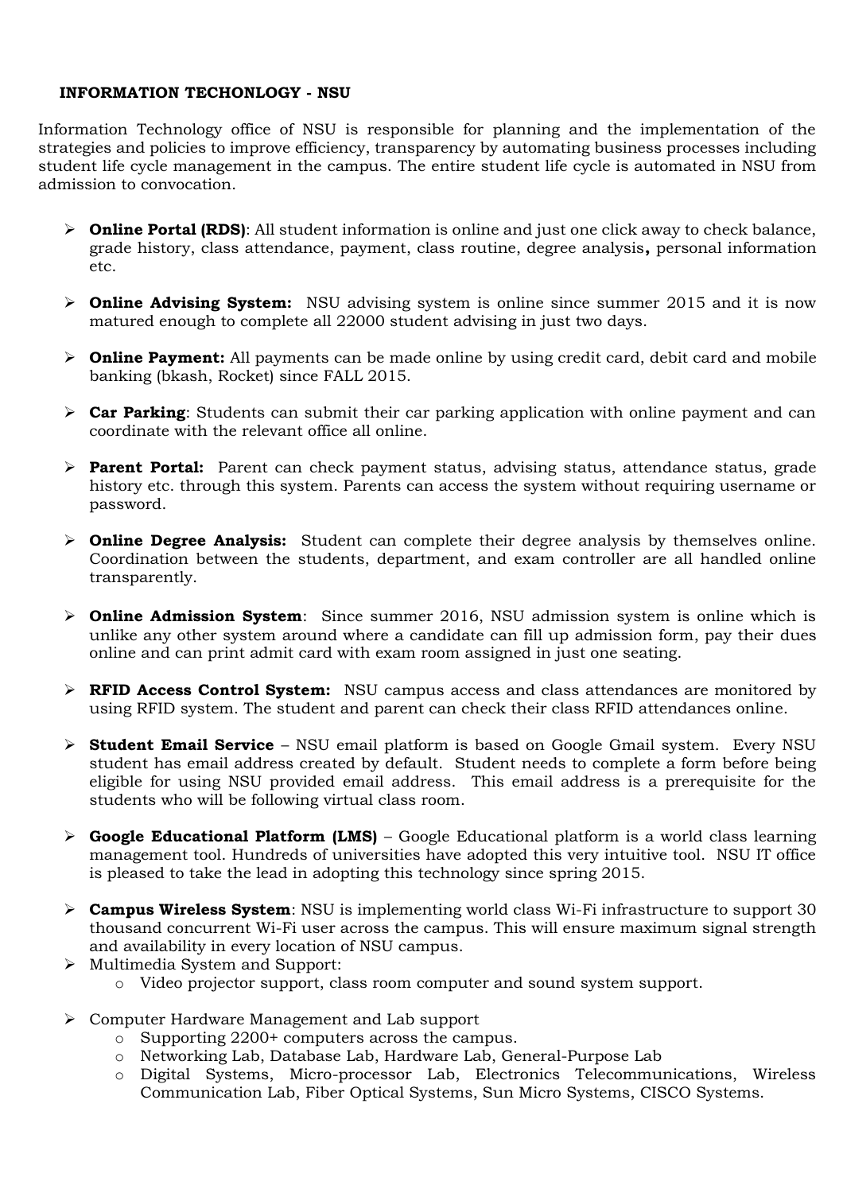## INFORMATION TECHONLOGY - NSU

Information Technology office of NSU is responsible for planning and the implementation of the strategies and policies to improve efficiency, transparency by automating business processes including student life cycle management in the campus. The entire student life cycle is automated in NSU from admission to convocation.

- **Online Portal (RDS)**: All student information is online and just one click away to check balance, grade history, class attendance, payment, class routine, degree analysis**,** personal information etc.
- **Online Advising System:** NSU advising system is online since summer 2015 and it is now matured enough to complete all 22000 student advising in just two days.
- **Online Payment:** All payments can be made online by using credit card, debit card and mobile banking (bkash, Rocket) since FALL 2015.
- **Car Parking**: Students can submit their car parking application with online payment and can coordinate with the relevant office all online.
- **Parent Portal:** Parent can check payment status, advising status, attendance status, grade history etc. through this system. Parents can access the system without requiring username or password.
- **Online Degree Analysis:** Student can complete their degree analysis by themselves online. Coordination between the students, department, and exam controller are all handled online transparently.
- **Online Admission System**: Since summer 2016, NSU admission system is online which is unlike any other system around where a candidate can fill up admission form, pay their dues online and can print admit card with exam room assigned in just one seating.
- **RFID Access Control System:** NSU campus access and class attendances are monitored by using RFID system. The student and parent can check their class RFID attendances online.
- **Student Email Service** – NSU email platform is based on Google Gmail system. Every NSU student has email address created by default. Student needs to complete a form before being eligible for using NSU provided email address. This email address is a prerequisite for the students who will be following virtual class room.
- **Google Educational Platform (LMS)** – Google Educational platform is a world class learning management tool. Hundreds of universities have adopted this very intuitive tool. NSU IT office is pleased to take the lead in adopting this technology since spring 2015.
- **Campus Wireless System**: NSU is implementing world class Wi-Fi infrastructure to support 30 thousand concurrent Wi-Fi user across the campus. This will ensure maximum signal strength and availability in every location of NSU campus.
- Multimedia System and Support:
  - Video projector support, class room computer and sound system support.
- Computer Hardware Management and Lab support
  - Supporting 2200+ computers across the campus.
  - Networking Lab, Database Lab, Hardware Lab, General-Purpose Lab
  - Digital Systems, Micro-processor Lab, Electronics Telecommunications, Wireless Communication Lab, Fiber Optical Systems, Sun Micro Systems, CISCO Systems.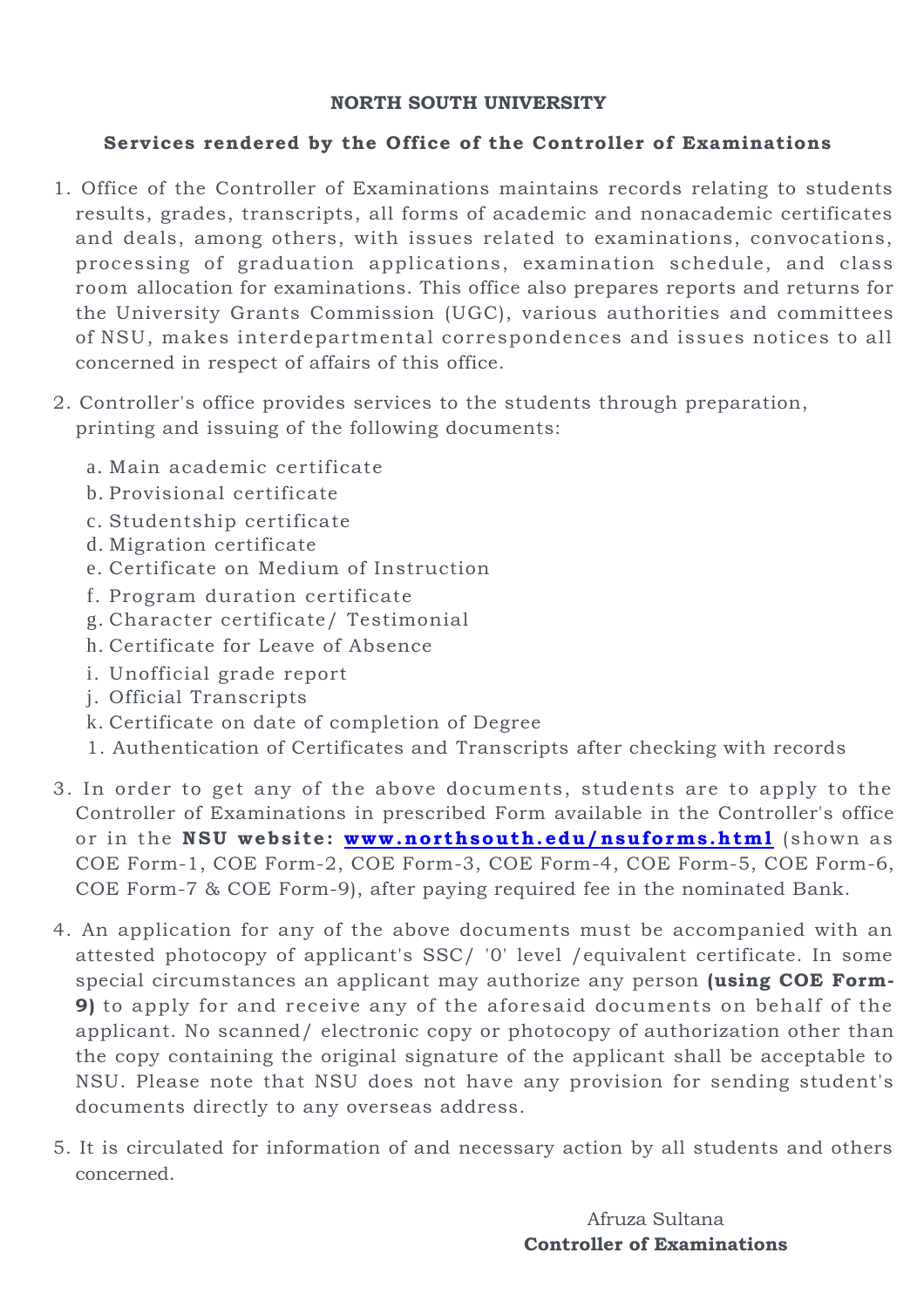**NORTH SOUTH UNIVERSITY**

**Services rendered by the Office of the Controller of Examinations**

1. Office of the Controller of Examinations maintains records relating to students results, grades, transcripts, all forms of academic and nonacademic certificates and deals, among others, with issues related to examinations, convocations, processing of graduation applications, examination schedule, and class room allocation for examinations. This office also prepares reports and returns for the University Grants Commission (UGC), various authorities and committees of NSU, makes interdepartmental correspondences and issues notices to all concerned in respect of affairs of this office.

2. Controller's office provides services to the students through preparation, printing and issuing of the following documents:

    a. Main academic certificate
    b. Provisional certificate
    c. Studentship certificate
    d. Migration certificate
    e. Certificate on Medium of Instruction
    f. Program duration certificate
    g. Character certificate/ Testimonial
    h. Certificate for Leave of Absence
    i. Unofficial grade report
    j. Official Transcripts
    k. Certificate on date of completion of Degree
    l. Authentication of Certificates and Transcripts after checking with records

3. In order to get any of the above documents, students are to apply to the Controller of Examinations in prescribed Form available in the Controller's office or in the **NSU website: [www.northsouth.edu/nsuforms.html](www.northsouth.edu/nsuforms.html)** (shown as COE Form-1, COE Form-2, COE Form-3, COE Form-4, COE Form-5, COE Form-6, COE Form-7 & COE Form-9), after paying required fee in the nominated Bank.

4. An application for any of the above documents must be accompanied with an attested photocopy of applicant's SSC/ '0' level /equivalent certificate. In some special circumstances an applicant may authorize any person **(using COE Form-9)** to apply for and receive any of the aforesaid documents on behalf of the applicant. No scanned/ electronic copy or photocopy of authorization other than the copy containing the original signature of the applicant shall be acceptable to NSU. Please note that NSU does not have any provision for sending student's documents directly to any overseas address.

5. It is circulated for information of and necessary action by all students and others concerned.

Afruza Sultana
**Controller of Examinations**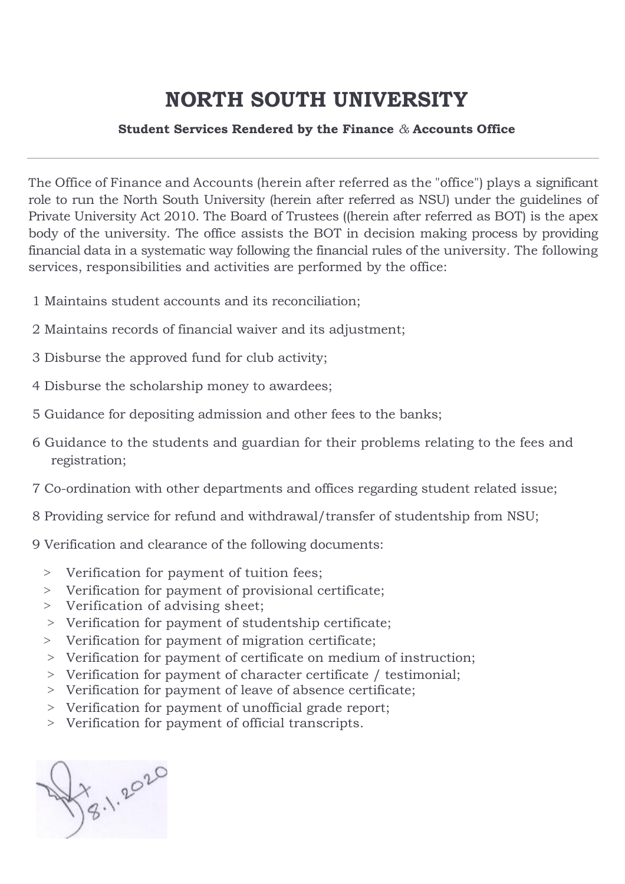# NORTH SOUTH UNIVERSITY

**Student Services Rendered by the Finance & Accounts Office**

---

The Office of Finance and Accounts (herein after referred as the "office") plays a significant role to run the North South University (herein after referred as NSU) under the guidelines of Private University Act 2010. The Board of Trustees ((herein after referred as BOT) is the apex body of the university. The office assists the BOT in decision making process by providing financial data in a systematic way following the financial rules of the university. The following services, responsibilities and activities are performed by the office:

1 Maintains student accounts and its reconciliation;

2 Maintains records of financial waiver and its adjustment;

3 Disburse the approved fund for club activity;

4 Disburse the scholarship money to awardees;

5 Guidance for depositing admission and other fees to the banks;

6 Guidance to the students and guardian for their problems relating to the fees and registration;

7 Co-ordination with other departments and offices regarding student related issue;

8 Providing service for refund and withdrawal/transfer of studentship from NSU;

9 Verification and clearance of the following documents:

> Verification for payment of tuition fees;
> Verification for payment of provisional certificate;
> Verification of advising sheet;
> Verification for payment of studentship certificate;
> Verification for payment of migration certificate;
> Verification for payment of certificate on medium of instruction;
> Verification for payment of character certificate / testimonial;
> Verification for payment of leave of absence certificate;
> Verification for payment of unofficial grade report;
> Verification for payment of official transcripts.

8.1.2020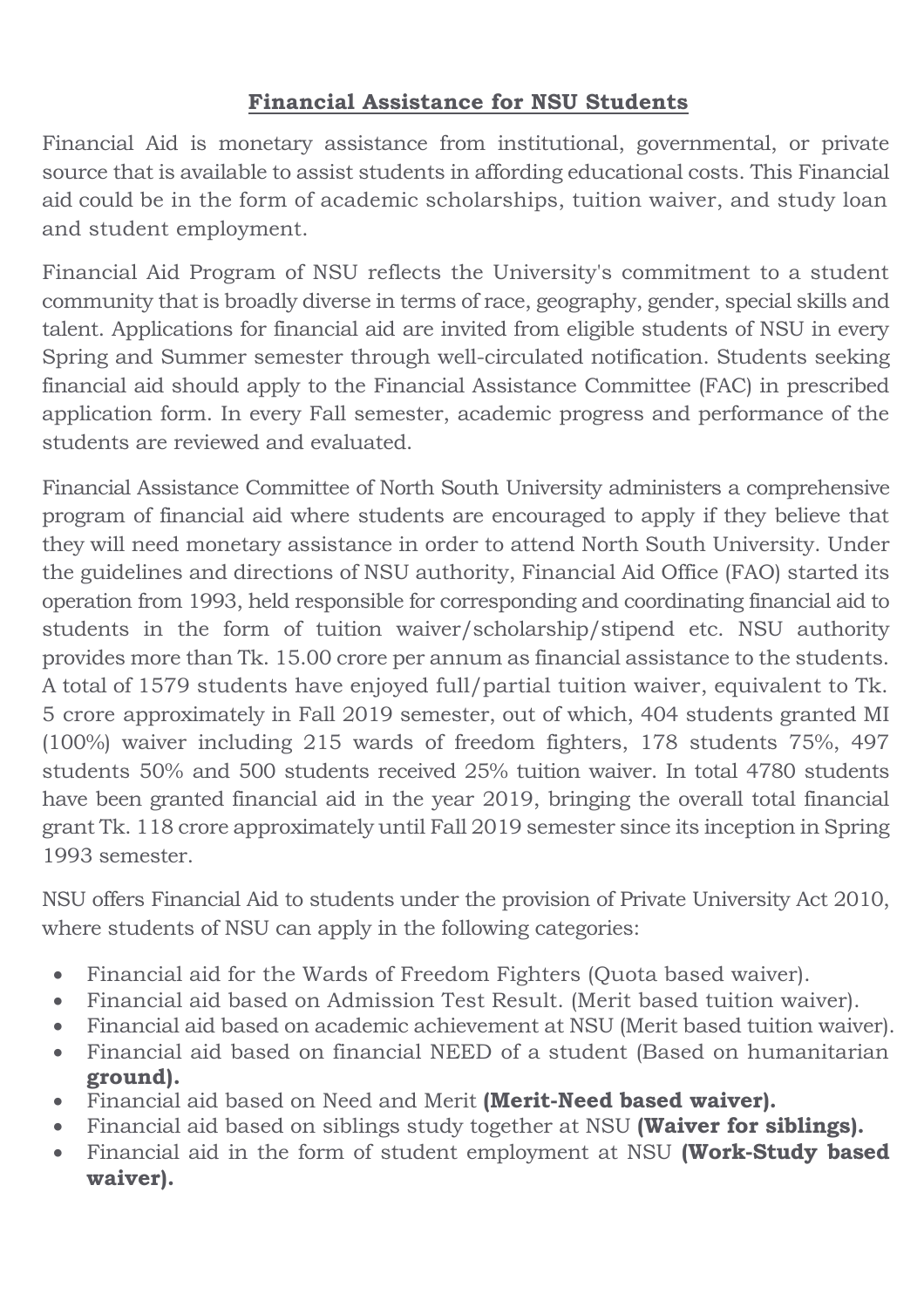## **Financial Assistance for NSU Students**

Financial Aid is monetary assistance from institutional, governmental, or private source that is available to assist students in affording educational costs. This Financial aid could be in the form of academic scholarships, tuition waiver, and study loan and student employment.

Financial Aid Program of NSU reflects the University's commitment to a student community that is broadly diverse in terms of race, geography, gender, special skills and talent. Applications for financial aid are invited from eligible students of NSU in every Spring and Summer semester through well-circulated notification. Students seeking financial aid should apply to the Financial Assistance Committee (FAC) in prescribed application form. In every Fall semester, academic progress and performance of the students are reviewed and evaluated.

Financial Assistance Committee of North South University administers a comprehensive program of financial aid where students are encouraged to apply if they believe that they will need monetary assistance in order to attend North South University. Under the guidelines and directions of NSU authority, Financial Aid Office (FAO) started its operation from 1993, held responsible for corresponding and coordinating financial aid to students in the form of tuition waiver/scholarship/stipend etc. NSU authority provides more than Tk. 15.00 crore per annum as financial assistance to the students. A total of 1579 students have enjoyed full/partial tuition waiver, equivalent to Tk. 5 crore approximately in Fall 2019 semester, out of which, 404 students granted MI (100%) waiver including 215 wards of freedom fighters, 178 students 75%, 497 students 50% and 500 students received 25% tuition waiver. In total 4780 students have been granted financial aid in the year 2019, bringing the overall total financial grant Tk. 118 crore approximately until Fall 2019 semester since its inception in Spring 1993 semester.

NSU offers Financial Aid to students under the provision of Private University Act 2010, where students of NSU can apply in the following categories:

- Financial aid for the Wards of Freedom Fighters (Quota based waiver).
- Financial aid based on Admission Test Result. (Merit based tuition waiver).
- Financial aid based on academic achievement at NSU (Merit based tuition waiver).
- Financial aid based on financial NEED of a student (Based on humanitarian **ground).**
- Financial aid based on Need and Merit **(Merit-Need based waiver).**
- Financial aid based on siblings study together at NSU **(Waiver for siblings).**
- Financial aid in the form of student employment at NSU **(Work-Study based waiver).**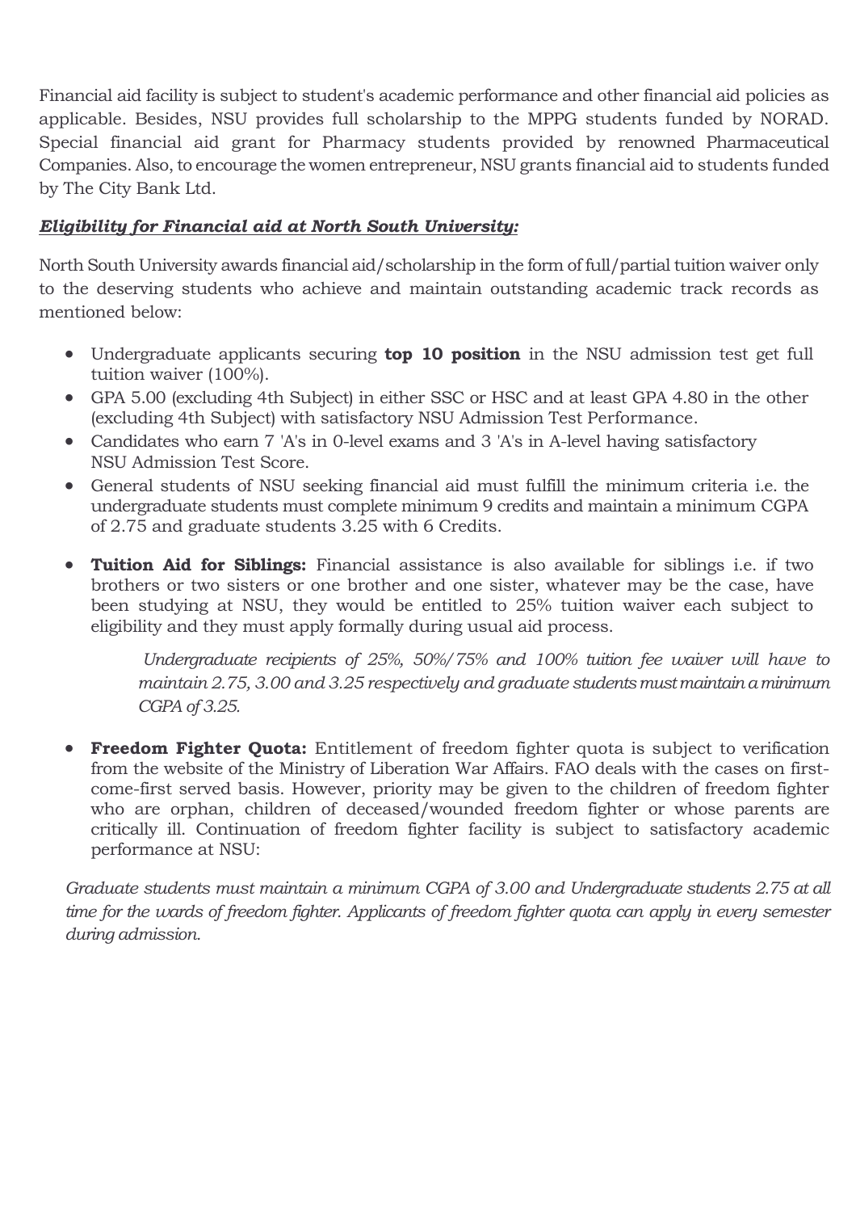Financial aid facility is subject to student's academic performance and other financial aid policies as applicable. Besides, NSU provides full scholarship to the MPPG students funded by NORAD. Special financial aid grant for Pharmacy students provided by renowned Pharmaceutical Companies. Also, to encourage the women entrepreneur, NSU grants financial aid to students funded by The City Bank Ltd.

***<u>Eligibility for Financial aid at North South University:</u>***

North South University awards financial aid/scholarship in the form of full/partial tuition waiver only to the deserving students who achieve and maintain outstanding academic track records as mentioned below:

- Undergraduate applicants securing **top 10 position** in the NSU admission test get full tuition waiver (100%).
- GPA 5.00 (excluding 4th Subject) in either SSC or HSC and at least GPA 4.80 in the other (excluding 4th Subject) with satisfactory NSU Admission Test Performance.
- Candidates who earn 7 'A's in 0-level exams and 3 'A's in A-level having satisfactory NSU Admission Test Score.
- General students of NSU seeking financial aid must fulfill the minimum criteria i.e. the undergraduate students must complete minimum 9 credits and maintain a minimum CGPA of 2.75 and graduate students 3.25 with 6 Credits.
- **Tuition Aid for Siblings:** Financial assistance is also available for siblings i.e. if two brothers or two sisters or one brother and one sister, whatever may be the case, have been studying at NSU, they would be entitled to 25% tuition waiver each subject to eligibility and they must apply formally during usual aid process.

  *Undergraduate recipients of 25%, 50%/75% and 100% tuition fee waiver will have to maintain 2.75, 3.00 and 3.25 respectively and graduate students must maintain a minimum CGPA of 3.25.*

- **Freedom Fighter Quota:** Entitlement of freedom fighter quota is subject to verification from the website of the Ministry of Liberation War Affairs. FAO deals with the cases on first-come-first served basis. However, priority may be given to the children of freedom fighter who are orphan, children of deceased/wounded freedom fighter or whose parents are critically ill. Continuation of freedom fighter facility is subject to satisfactory academic performance at NSU:

*Graduate students must maintain a minimum CGPA of 3.00 and Undergraduate students 2.75 at all time for the wards of freedom fighter. Applicants of freedom fighter quota can apply in every semester during admission.*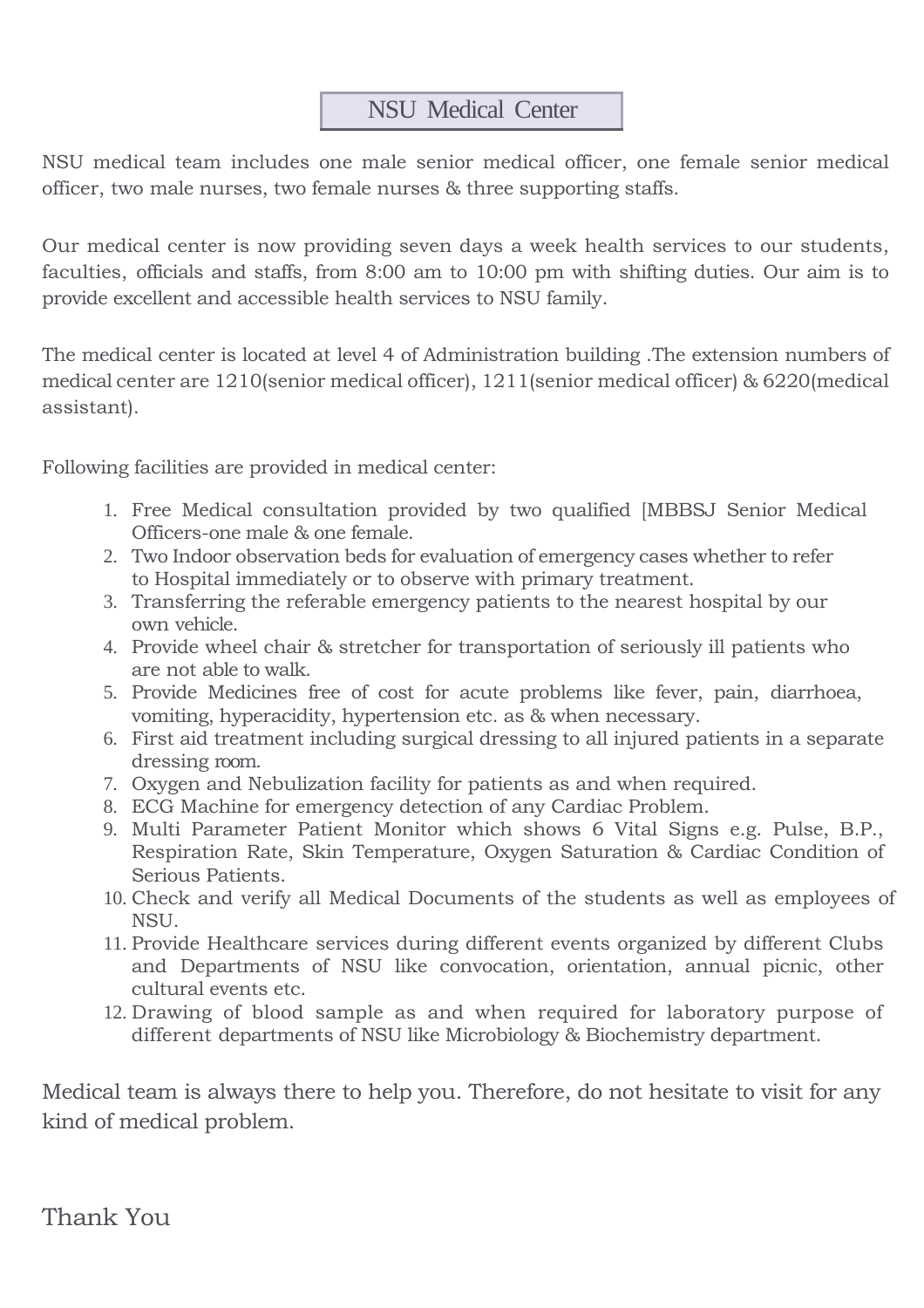# NSU Medical Center

NSU medical team includes one male senior medical officer, one female senior medical officer, two male nurses, two female nurses & three supporting staffs.

Our medical center is now providing seven days a week health services to our students, faculties, officials and staffs, from 8:00 am to 10:00 pm with shifting duties. Our aim is to provide excellent and accessible health services to NSU family.

The medical center is located at level 4 of Administration building .The extension numbers of medical center are 1210(senior medical officer), 1211(senior medical officer) & 6220(medical assistant).

Following facilities are provided in medical center:

1. Free Medical consultation provided by two qualified [MBBSJ Senior Medical Officers-one male & one female.
2. Two Indoor observation beds for evaluation of emergency cases whether to refer to Hospital immediately or to observe with primary treatment.
3. Transferring the referable emergency patients to the nearest hospital by our own vehicle.
4. Provide wheel chair & stretcher for transportation of seriously ill patients who are not able to walk.
5. Provide Medicines free of cost for acute problems like fever, pain, diarrhoea, vomiting, hyperacidity, hypertension etc. as & when necessary.
6. First aid treatment including surgical dressing to all injured patients in a separate dressing room.
7. Oxygen and Nebulization facility for patients as and when required.
8. ECG Machine for emergency detection of any Cardiac Problem.
9. Multi Parameter Patient Monitor which shows 6 Vital Signs e.g. Pulse, B.P., Respiration Rate, Skin Temperature, Oxygen Saturation & Cardiac Condition of Serious Patients.
10. Check and verify all Medical Documents of the students as well as employees of NSU.
11. Provide Healthcare services during different events organized by different Clubs and Departments of NSU like convocation, orientation, annual picnic, other cultural events etc.
12. Drawing of blood sample as and when required for laboratory purpose of different departments of NSU like Microbiology & Biochemistry department.

Medical team is always there to help you. Therefore, do not hesitate to visit for any kind of medical problem.

Thank You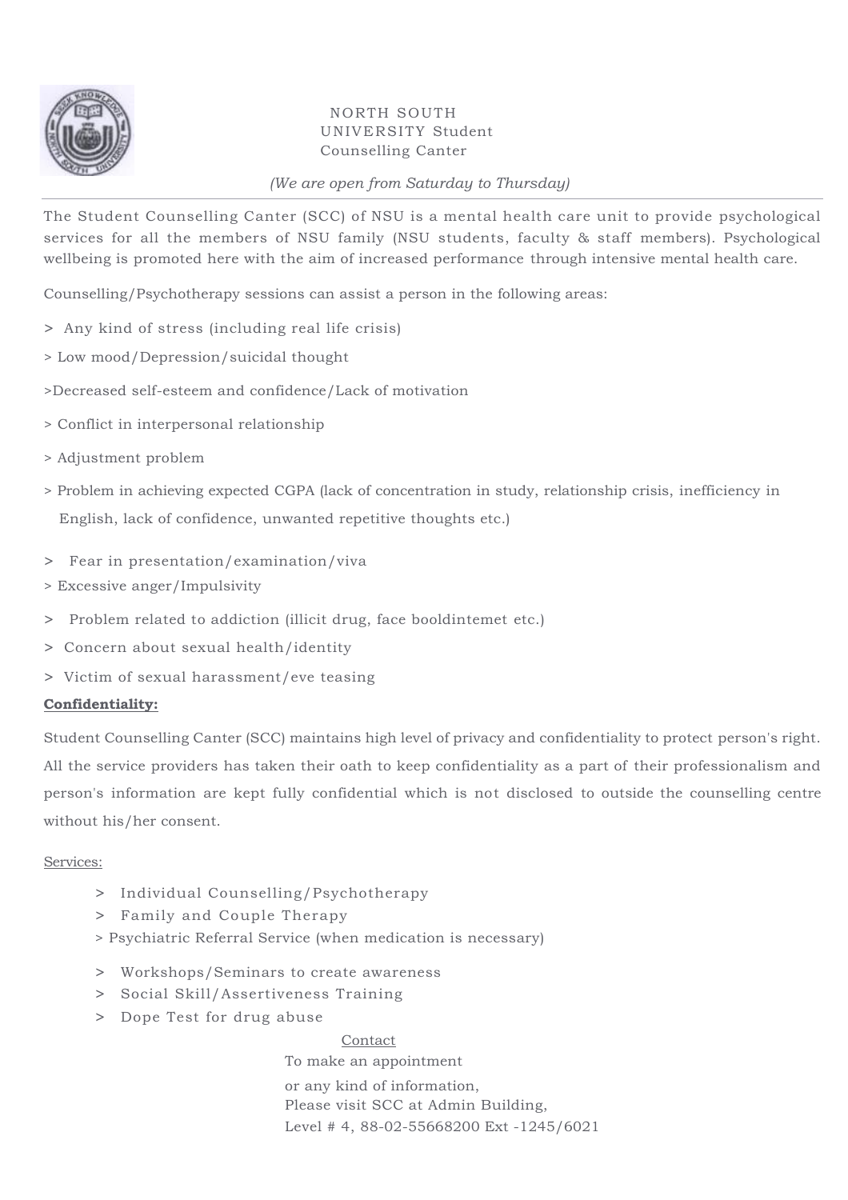NORTH SOUTH UNIVERSITY Student Counselling Canter

*(We are open from Saturday to Thursday)*

---

The Student Counselling Canter (SCC) of NSU is a mental health care unit to provide psychological services for all the members of NSU family (NSU students, faculty & staff members). Psychological wellbeing is promoted here with the aim of increased performance through intensive mental health care.

Counselling/Psychotherapy sessions can assist a person in the following areas:

> Any kind of stress (including real life crisis)

> Low mood/Depression/suicidal thought

>Decreased self-esteem and confidence/Lack of motivation

> Conflict in interpersonal relationship

> Adjustment problem

> Problem in achieving expected CGPA (lack of concentration in study, relationship crisis, inefficiency in English, lack of confidence, unwanted repetitive thoughts etc.)

> Fear in presentation/examination/viva

> Excessive anger/Impulsivity

> Problem related to addiction (illicit drug, face booldintemet etc.)

> Concern about sexual health/identity

> Victim of sexual harassment/eve teasing

**Confidentiality:**

Student Counselling Canter (SCC) maintains high level of privacy and confidentiality to protect person's right. All the service providers has taken their oath to keep confidentiality as a part of their professionalism and person's information are kept fully confidential which is not disclosed to outside the counselling centre without his/her consent.

Services:

> Individual Counselling/Psychotherapy

> Family and Couple Therapy

> Psychiatric Referral Service (when medication is necessary)

> Workshops/Seminars to create awareness

> Social Skill/Assertiveness Training

> Dope Test for drug abuse

Contact

To make an appointment
or any kind of information,
Please visit SCC at Admin Building,
Level # 4, 88-02-55668200 Ext -1245/6021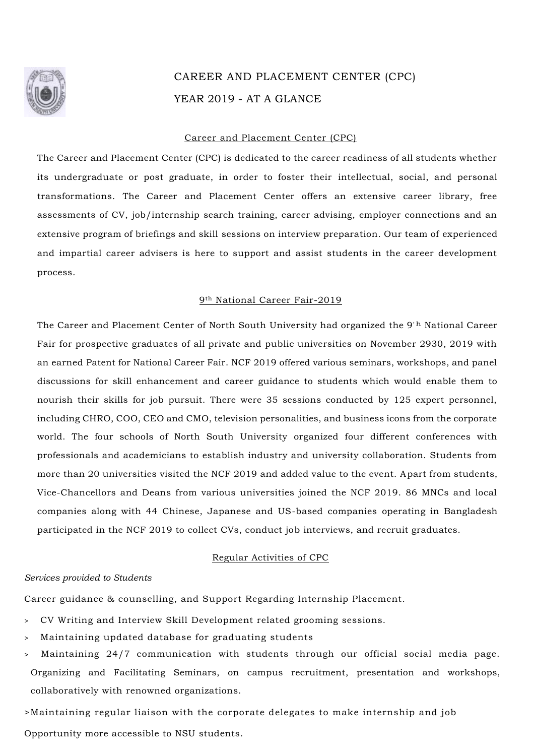# CAREER AND PLACEMENT CENTER (CPC)

# YEAR 2019 - AT A GLANCE

## Career and Placement Center (CPC)

The Career and Placement Center (CPC) is dedicated to the career readiness of all students whether its undergraduate or post graduate, in order to foster their intellectual, social, and personal transformations. The Career and Placement Center offers an extensive career library, free assessments of CV, job/internship search training, career advising, employer connections and an extensive program of briefings and skill sessions on interview preparation. Our team of experienced and impartial career advisers is here to support and assist students in the career development process.

## 9th National Career Fair-2019

The Career and Placement Center of North South University had organized the 9th National Career Fair for prospective graduates of all private and public universities on November 2930, 2019 with an earned Patent for National Career Fair. NCF 2019 offered various seminars, workshops, and panel discussions for skill enhancement and career guidance to students which would enable them to nourish their skills for job pursuit. There were 35 sessions conducted by 125 expert personnel, including CHRO, COO, CEO and CMO, television personalities, and business icons from the corporate world. The four schools of North South University organized four different conferences with professionals and academicians to establish industry and university collaboration. Students from more than 20 universities visited the NCF 2019 and added value to the event. Apart from students, Vice-Chancellors and Deans from various universities joined the NCF 2019. 86 MNCs and local companies along with 44 Chinese, Japanese and US-based companies operating in Bangladesh participated in the NCF 2019 to collect CVs, conduct job interviews, and recruit graduates.

## Regular Activities of CPC

*Services provided to Students*

Career guidance & counselling, and Support Regarding Internship Placement.

> CV Writing and Interview Skill Development related grooming sessions.

> Maintaining updated database for graduating students

> Maintaining 24/7 communication with students through our official social media page. Organizing and Facilitating Seminars, on campus recruitment, presentation and workshops, collaboratively with renowned organizations.

>Maintaining regular liaison with the corporate delegates to make internship and job Opportunity more accessible to NSU students.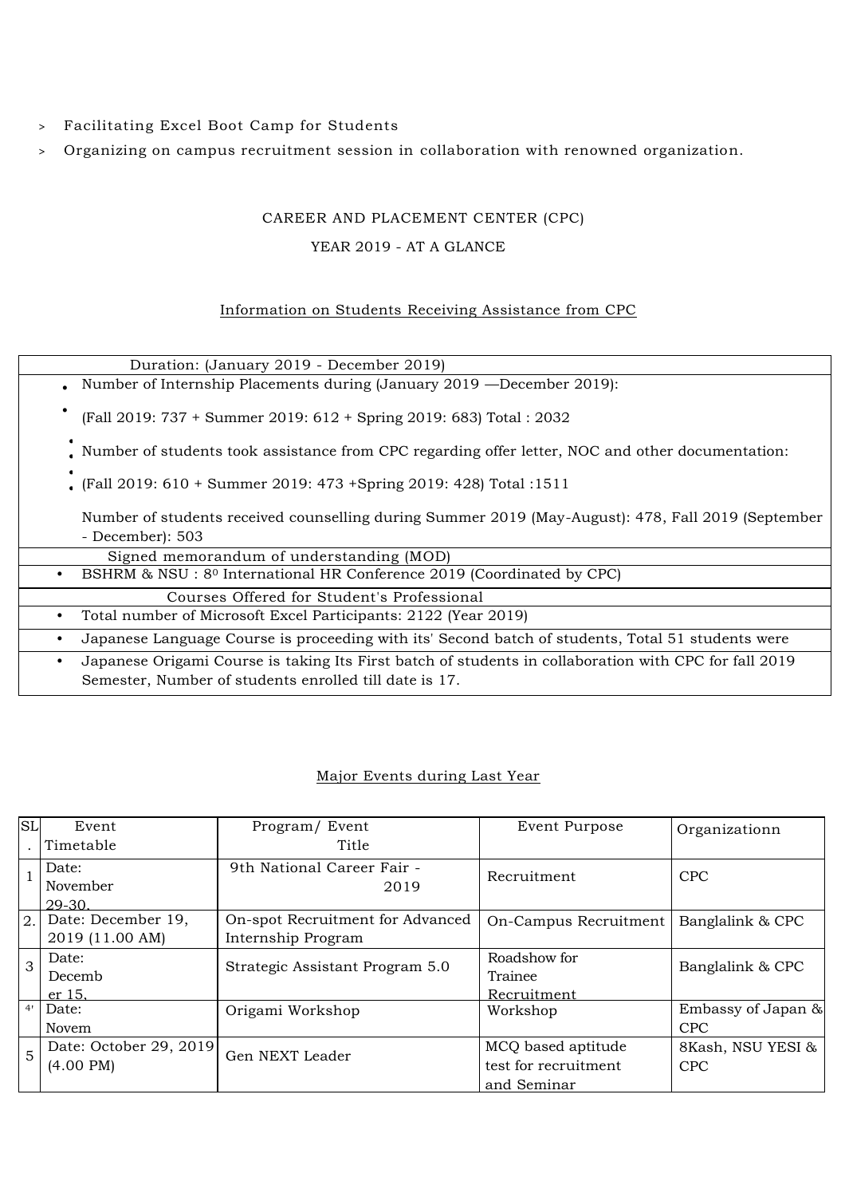- Facilitating Excel Boot Camp for Students
- Organizing on campus recruitment session in collaboration with renowned organization.

CAREER AND PLACEMENT CENTER (CPC)

YEAR 2019 - AT A GLANCE

Information on Students Receiving Assistance from CPC

| Duration: (January 2019 - December 2019) |
|---|
| • Number of Internship Placements during (January 2019 —December 2019): <br> • (Fall 2019: 737 + Summer 2019: 612 + Spring 2019: 683) Total : 2032 <br> • Number of students took assistance from CPC regarding offer letter, NOC and other documentation: <br> • (Fall 2019: 610 + Summer 2019: 473 +Spring 2019: 428) Total :1511 <br> Number of students received counselling during Summer 2019 (May-August): 478, Fall 2019 (September - December): 503 |
| Signed memorandum of understanding (MOD) |
| • BSHRM & NSU : 8$^{0}$ International HR Conference 2019 (Coordinated by CPC) |
| Courses Offered for Student's Professional |
| • Total number of Microsoft Excel Participants: 2122 (Year 2019) |
| • Japanese Language Course is proceeding with its' Second batch of students, Total 51 students were |
| • Japanese Origami Course is taking Its First batch of students in collaboration with CPC for fall 2019 Semester, Number of students enrolled till date is 17. |

Major Events during Last Year

| SL. | Event Timetable | Program/ Event Title | Event Purpose | Organizationn |
|---|---|---|---|---|
| 1 | Date: November 29-30, | 9th National Career Fair - 2019 | Recruitment | CPC |
| 2. | Date: December 19, 2019 (11.00 AM) | On-spot Recruitment for Advanced Internship Program | On-Campus Recruitment | Banglalink & CPC |
| 3 | Date: December 15, | Strategic Assistant Program 5.0 | Roadshow for Trainee Recruitment | Banglalink & CPC |
| 4 | Date: Novem | Origami Workshop | Workshop | Embassy of Japan & CPC |
| 5 | Date: October 29, 2019 (4.00 PM) | Gen NEXT Leader | MCQ based aptitude test for recruitment and Seminar | 8Kash, NSU YESI & CPC |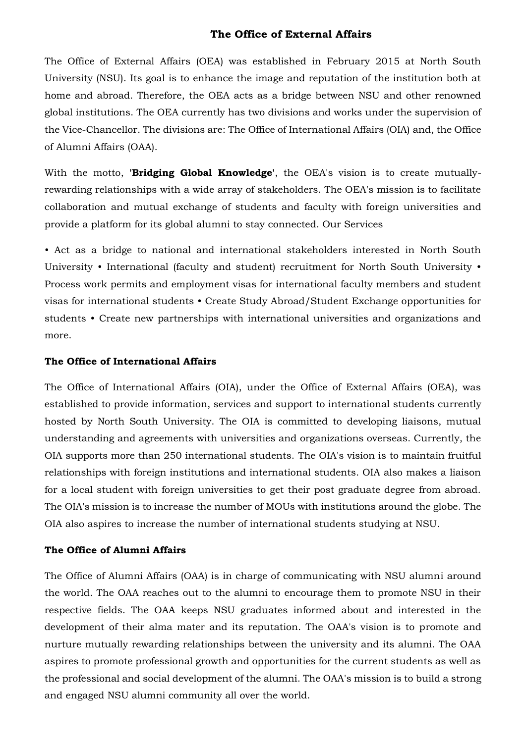## The Office of External Affairs

The Office of External Affairs (OEA) was established in February 2015 at North South University (NSU). Its goal is to enhance the image and reputation of the institution both at home and abroad. Therefore, the OEA acts as a bridge between NSU and other renowned global institutions. The OEA currently has two divisions and works under the supervision of the Vice-Chancellor. The divisions are: The Office of International Affairs (OIA) and, the Office of Alumni Affairs (OAA).

With the motto, '**Bridging Global Knowledge**', the OEA's vision is to create mutually-rewarding relationships with a wide array of stakeholders. The OEA's mission is to facilitate collaboration and mutual exchange of students and faculty with foreign universities and provide a platform for its global alumni to stay connected. Our Services

• Act as a bridge to national and international stakeholders interested in North South University • International (faculty and student) recruitment for North South University • Process work permits and employment visas for international faculty members and student visas for international students • Create Study Abroad/Student Exchange opportunities for students • Create new partnerships with international universities and organizations and more.

### The Office of International Affairs

The Office of International Affairs (OIA), under the Office of External Affairs (OEA), was established to provide information, services and support to international students currently hosted by North South University. The OIA is committed to developing liaisons, mutual understanding and agreements with universities and organizations overseas. Currently, the OIA supports more than 250 international students. The OIA's vision is to maintain fruitful relationships with foreign institutions and international students. OIA also makes a liaison for a local student with foreign universities to get their post graduate degree from abroad. The OIA's mission is to increase the number of MOUs with institutions around the globe. The OIA also aspires to increase the number of international students studying at NSU.

### The Office of Alumni Affairs

The Office of Alumni Affairs (OAA) is in charge of communicating with NSU alumni around the world. The OAA reaches out to the alumni to encourage them to promote NSU in their respective fields. The OAA keeps NSU graduates informed about and interested in the development of their alma mater and its reputation. The OAA's vision is to promote and nurture mutually rewarding relationships between the university and its alumni. The OAA aspires to promote professional growth and opportunities for the current students as well as the professional and social development of the alumni. The OAA's mission is to build a strong and engaged NSU alumni community all over the world.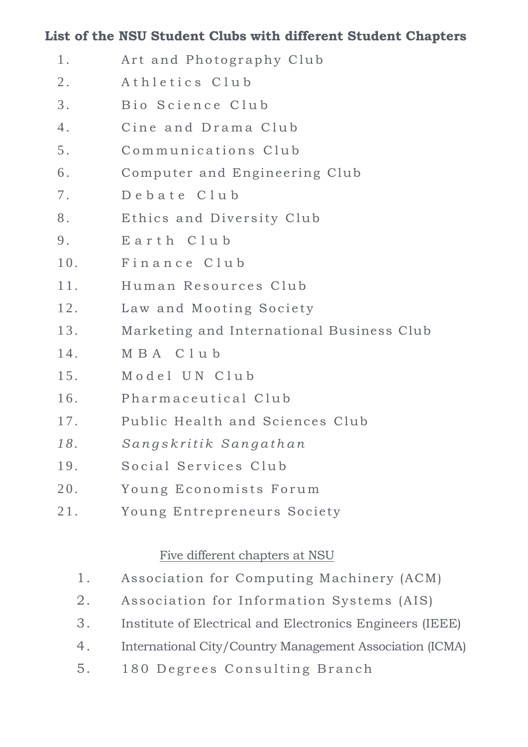**List of the NSU Student Clubs with different Student Chapters**

1. Art and Photography Club
2. Athletics Club
3. Bio Science Club
4. Cine and Drama Club
5. Communications Club
6. Computer and Engineering Club
7. Debate Club
8. Ethics and Diversity Club
9. Earth Club
10. Finance Club
11. Human Resources Club
12. Law and Mooting Society
13. Marketing and International Business Club
14. MBA Club
15. Model UN Club
16. Pharmaceutical Club
17. Public Health and Sciences Club
18. *Sangskritik Sangathan*
19. Social Services Club
20. Young Economists Forum
21. Young Entrepreneurs Society

<u>Five different chapters at NSU</u>

1. Association for Computing Machinery (ACM)
2. Association for Information Systems (AIS)
3. Institute of Electrical and Electronics Engineers (IEEE)
4. International City/Country Management Association (ICMA)
5. 180 Degrees Consulting Branch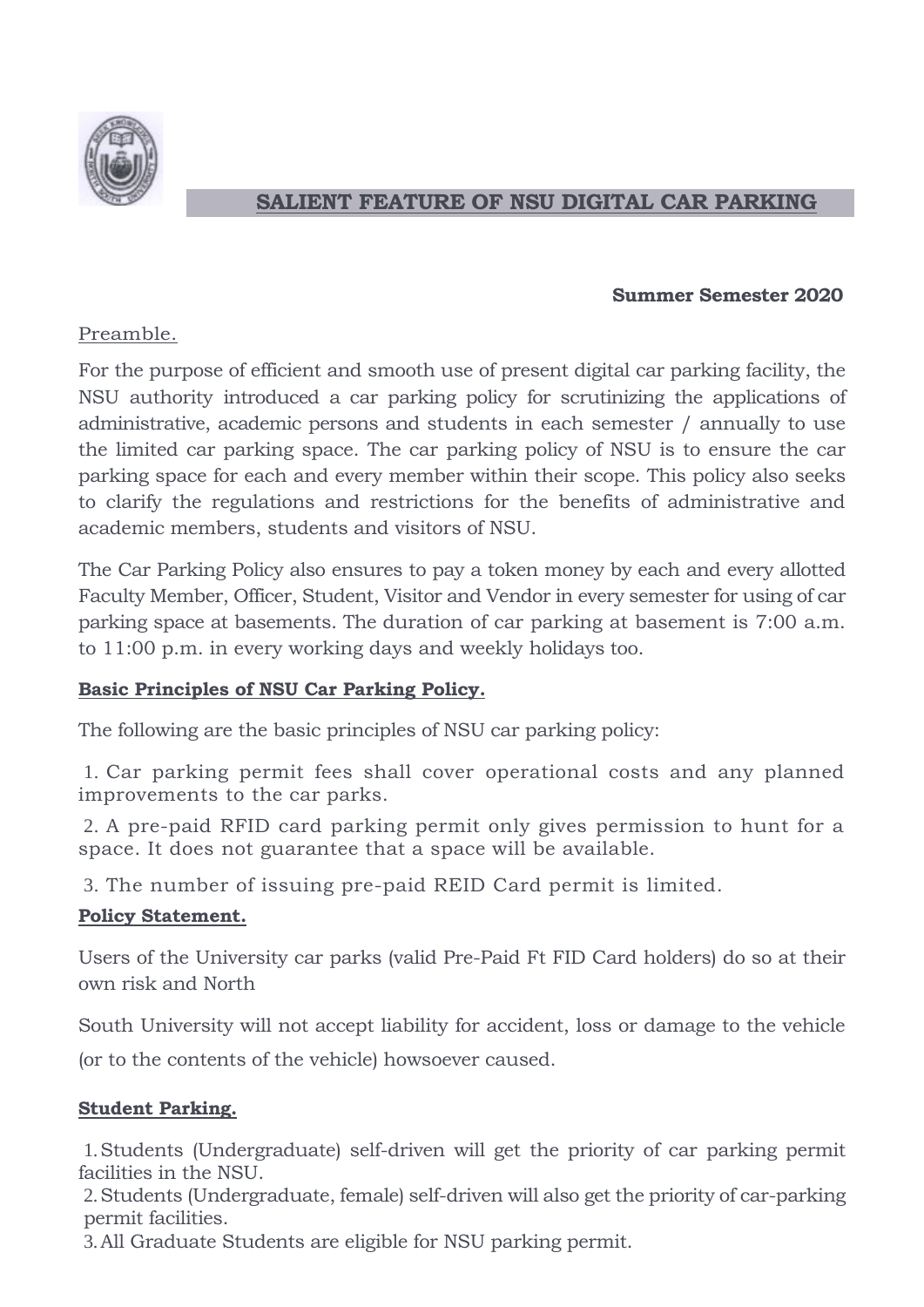## SALIENT FEATURE OF NSU DIGITAL CAR PARKING

**Summer Semester 2020**

Preamble.

For the purpose of efficient and smooth use of present digital car parking facility, the NSU authority introduced a car parking policy for scrutinizing the applications of administrative, academic persons and students in each semester / annually to use the limited car parking space. The car parking policy of NSU is to ensure the car parking space for each and every member within their scope. This policy also seeks to clarify the regulations and restrictions for the benefits of administrative and academic members, students and visitors of NSU.

The Car Parking Policy also ensures to pay a token money by each and every allotted Faculty Member, Officer, Student, Visitor and Vendor in every semester for using of car parking space at basements. The duration of car parking at basement is 7:00 a.m. to 11:00 p.m. in every working days and weekly holidays too.

**Basic Principles of NSU Car Parking Policy.**

The following are the basic principles of NSU car parking policy:

1. Car parking permit fees shall cover operational costs and any planned improvements to the car parks.
2. A pre-paid RFID card parking permit only gives permission to hunt for a space. It does not guarantee that a space will be available.
3. The number of issuing pre-paid REID Card permit is limited.

**Policy Statement.**

Users of the University car parks (valid Pre-Paid Ft FID Card holders) do so at their own risk and North

South University will not accept liability for accident, loss or damage to the vehicle (or to the contents of the vehicle) howsoever caused.

**Student Parking.**

1. Students (Undergraduate) self-driven will get the priority of car parking permit facilities in the NSU.
2. Students (Undergraduate, female) self-driven will also get the priority of car-parking permit facilities.
3. All Graduate Students are eligible for NSU parking permit.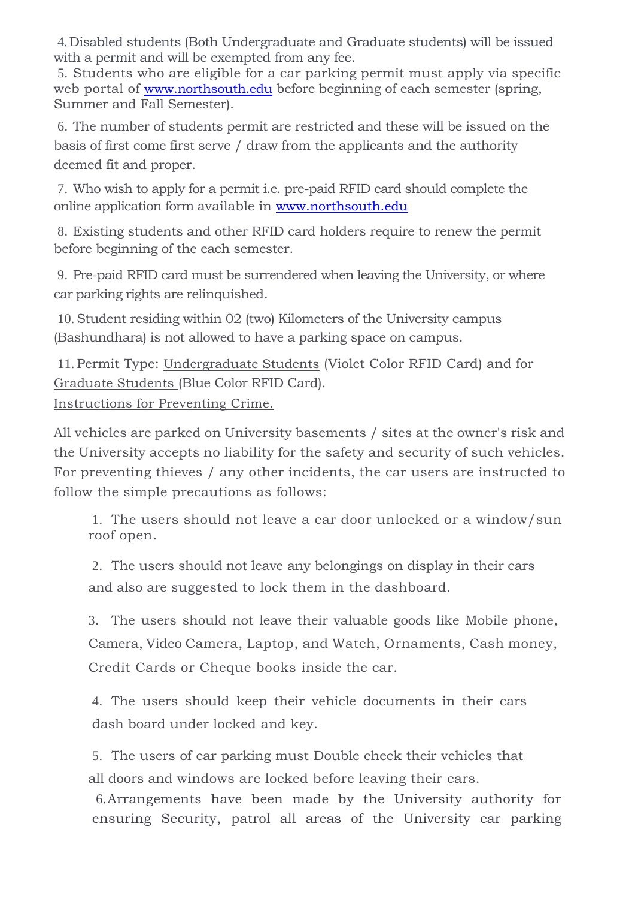4. Disabled students (Both Undergraduate and Graduate students) will be issued with a permit and will be exempted from any fee.

5. Students who are eligible for a car parking permit must apply via specific web portal of www.northsouth.edu before beginning of each semester (spring, Summer and Fall Semester).

6. The number of students permit are restricted and these will be issued on the basis of first come first serve / draw from the applicants and the authority deemed fit and proper.

7. Who wish to apply for a permit i.e. pre-paid RFID card should complete the online application form available in www.northsouth.edu

8. Existing students and other RFID card holders require to renew the permit before beginning of the each semester.

9. Pre-paid RFID card must be surrendered when leaving the University, or where car parking rights are relinquished.

10. Student residing within 02 (two) Kilometers of the University campus (Bashundhara) is not allowed to have a parking space on campus.

11. Permit Type: Undergraduate Students (Violet Color RFID Card) and for Graduate Students (Blue Color RFID Card).

Instructions for Preventing Crime.

All vehicles are parked on University basements / sites at the owner's risk and the University accepts no liability for the safety and security of such vehicles. For preventing thieves / any other incidents, the car users are instructed to follow the simple precautions as follows:

1. The users should not leave a car door unlocked or a window/sun roof open.

2. The users should not leave any belongings on display in their cars and also are suggested to lock them in the dashboard.

3. The users should not leave their valuable goods like Mobile phone, Camera, Video Camera, Laptop, and Watch, Ornaments, Cash money, Credit Cards or Cheque books inside the car.

4. The users should keep their vehicle documents in their cars dash board under locked and key.

5. The users of car parking must Double check their vehicles that all doors and windows are locked before leaving their cars.

6. Arrangements have been made by the University authority for ensuring Security, patrol all areas of the University car parking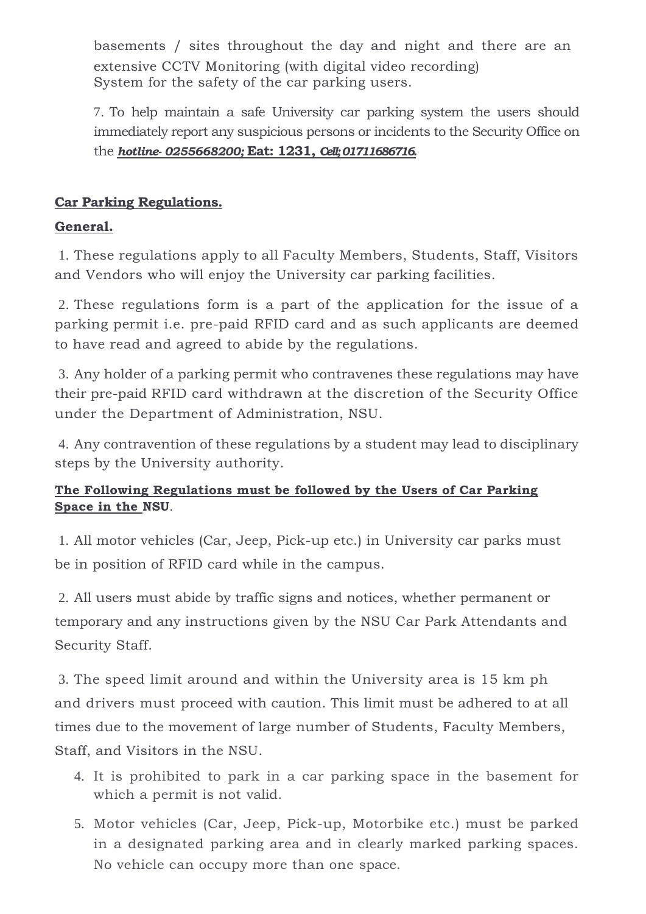basements / sites throughout the day and night and there are an extensive CCTV Monitoring (with digital video recording) System for the safety of the car parking users.

7. To help maintain a safe University car parking system the users should immediately report any suspicious persons or incidents to the Security Office on the ***hotline- 0255668200;* Eat: 1231, *Cell;01711686716*.**

**Car Parking Regulations.**

**General.**

1. These regulations apply to all Faculty Members, Students, Staff, Visitors and Vendors who will enjoy the University car parking facilities.

2. These regulations form is a part of the application for the issue of a parking permit i.e. pre-paid RFID card and as such applicants are deemed to have read and agreed to abide by the regulations.

3. Any holder of a parking permit who contravenes these regulations may have their pre-paid RFID card withdrawn at the discretion of the Security Office under the Department of Administration, NSU.

4. Any contravention of these regulations by a student may lead to disciplinary steps by the University authority.

**The Following Regulations must be followed by the Users of Car Parking Space in the NSU.**

1. All motor vehicles (Car, Jeep, Pick-up etc.) in University car parks must be in position of RFID card while in the campus.

2. All users must abide by traffic signs and notices, whether permanent or temporary and any instructions given by the NSU Car Park Attendants and Security Staff.

3. The speed limit around and within the University area is 15 km ph and drivers must proceed with caution. This limit must be adhered to at all times due to the movement of large number of Students, Faculty Members, Staff, and Visitors in the NSU.

4. It is prohibited to park in a car parking space in the basement for which a permit is not valid.

5. Motor vehicles (Car, Jeep, Pick-up, Motorbike etc.) must be parked in a designated parking area and in clearly marked parking spaces. No vehicle can occupy more than one space.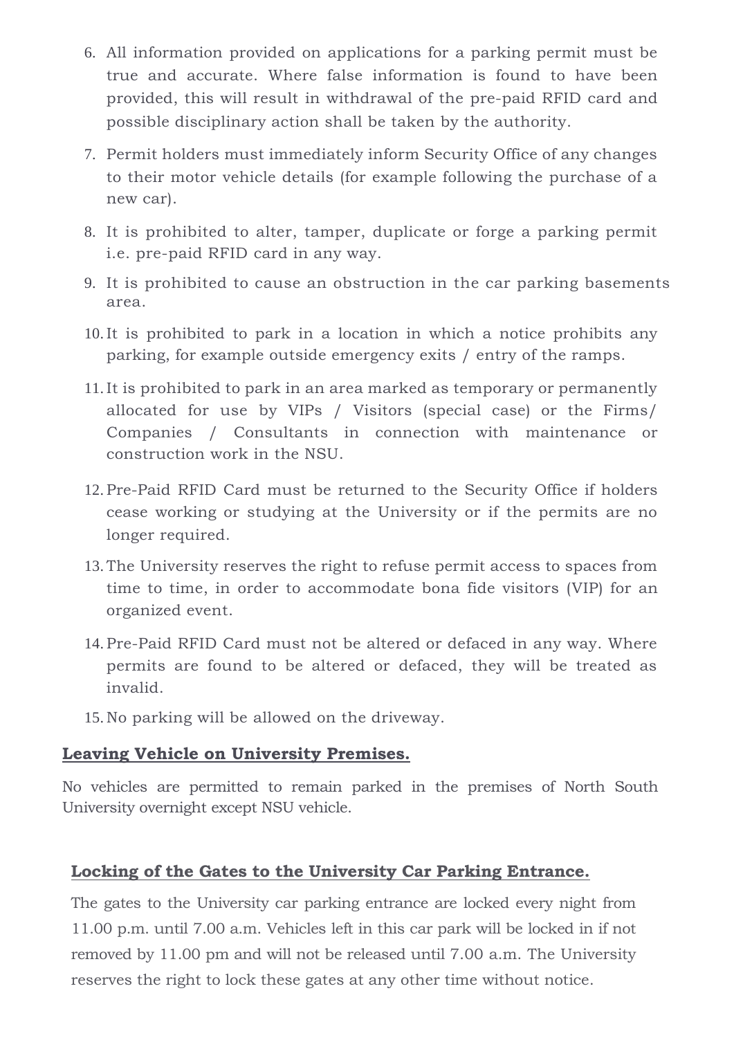6. All information provided on applications for a parking permit must be true and accurate. Where false information is found to have been provided, this will result in withdrawal of the pre-paid RFID card and possible disciplinary action shall be taken by the authority.
7. Permit holders must immediately inform Security Office of any changes to their motor vehicle details (for example following the purchase of a new car).
8. It is prohibited to alter, tamper, duplicate or forge a parking permit i.e. pre-paid RFID card in any way.
9. It is prohibited to cause an obstruction in the car parking basements area.
10. It is prohibited to park in a location in which a notice prohibits any parking, for example outside emergency exits / entry of the ramps.
11. It is prohibited to park in an area marked as temporary or permanently allocated for use by VIPs / Visitors (special case) or the Firms/ Companies / Consultants in connection with maintenance or construction work in the NSU.
12. Pre-Paid RFID Card must be returned to the Security Office if holders cease working or studying at the University or if the permits are no longer required.
13. The University reserves the right to refuse permit access to spaces from time to time, in order to accommodate bona fide visitors (VIP) for an organized event.
14. Pre-Paid RFID Card must not be altered or defaced in any way. Where permits are found to be altered or defaced, they will be treated as invalid.
15. No parking will be allowed on the driveway.

**Leaving Vehicle on University Premises.**

No vehicles are permitted to remain parked in the premises of North South University overnight except NSU vehicle.

**Locking of the Gates to the University Car Parking Entrance.**

The gates to the University car parking entrance are locked every night from 11.00 p.m. until 7.00 a.m. Vehicles left in this car park will be locked in if not removed by 11.00 pm and will not be released until 7.00 a.m. The University reserves the right to lock these gates at any other time without notice.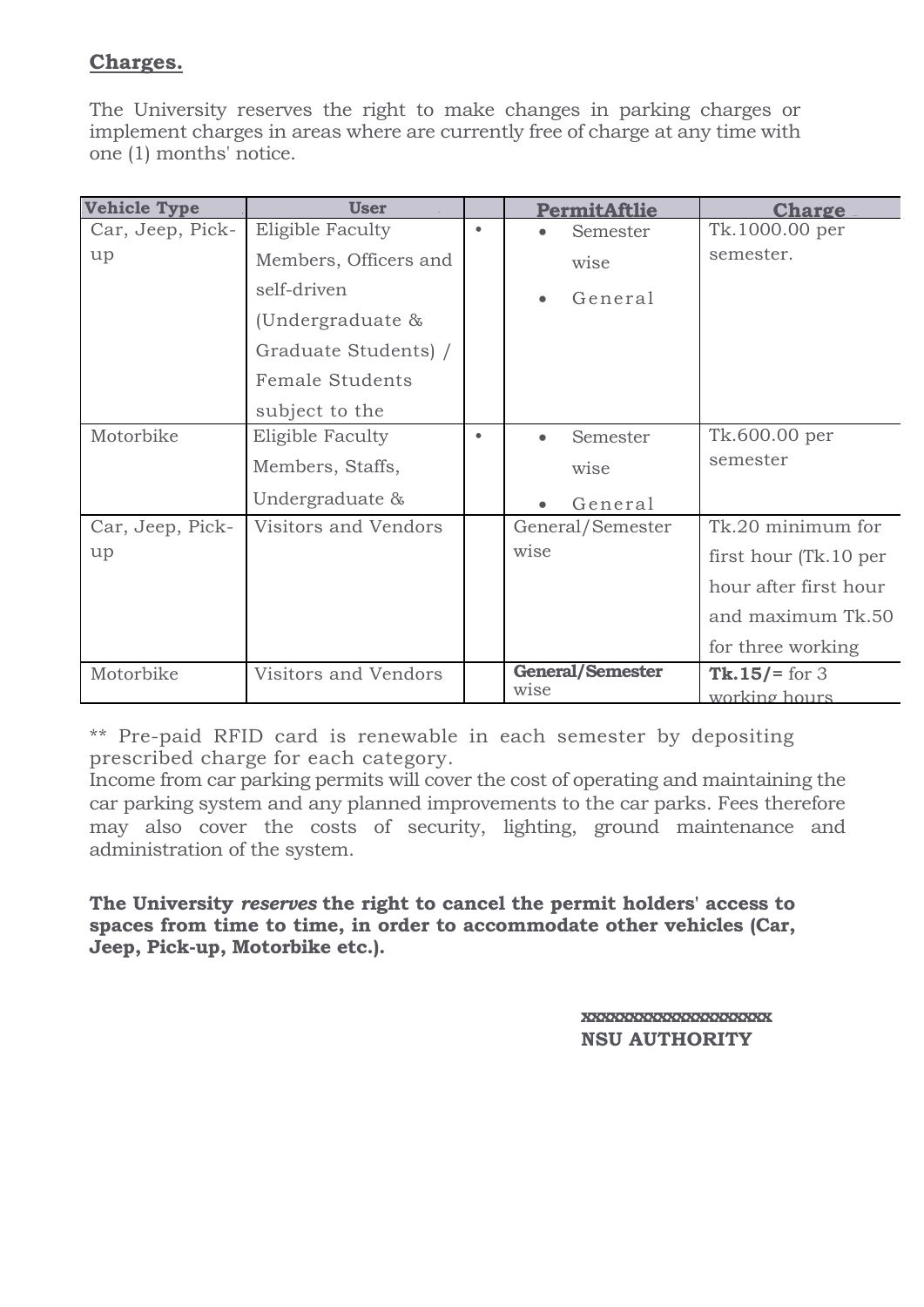## Charges.

The University reserves the right to make changes in parking charges or implement charges in areas where are currently free of charge at any time with one (1) months' notice.

| Vehicle Type | User | | PermitAftlie | Charge |
|---|---|---|---|---|
| Car, Jeep, Pick-up | Eligible Faculty Members, Officers and self-driven (Undergraduate & Graduate Students) / Female Students subject to the | • | • Semester wise<br>• General | Tk.1000.00 per semester. |
| Motorbike | Eligible Faculty Members, Staffs, Undergraduate & | • | • Semester wise<br>• General | Tk.600.00 per semester |
| Car, Jeep, Pick-up | Visitors and Vendors | | General/Semester wise | Tk.20 minimum for first hour (Tk.10 per hour after first hour and maximum Tk.50 for three working |
| Motorbike | Visitors and Vendors | | **General/Semester** wise | **Tk.15/=** for 3 working hours |

** Pre-paid RFID card is renewable in each semester by depositing prescribed charge for each category.
Income from car parking permits will cover the cost of operating and maintaining the car parking system and any planned improvements to the car parks. Fees therefore may also cover the costs of security, lighting, ground maintenance and administration of the system.

**The University *reserves* the right to cancel the permit holders' access to spaces from time to time, in order to accommodate other vehicles (Car, Jeep, Pick-up, Motorbike etc.).**

**xxxxxxxxxxxxxxxxxxxxx**
**NSU AUTHORITY**